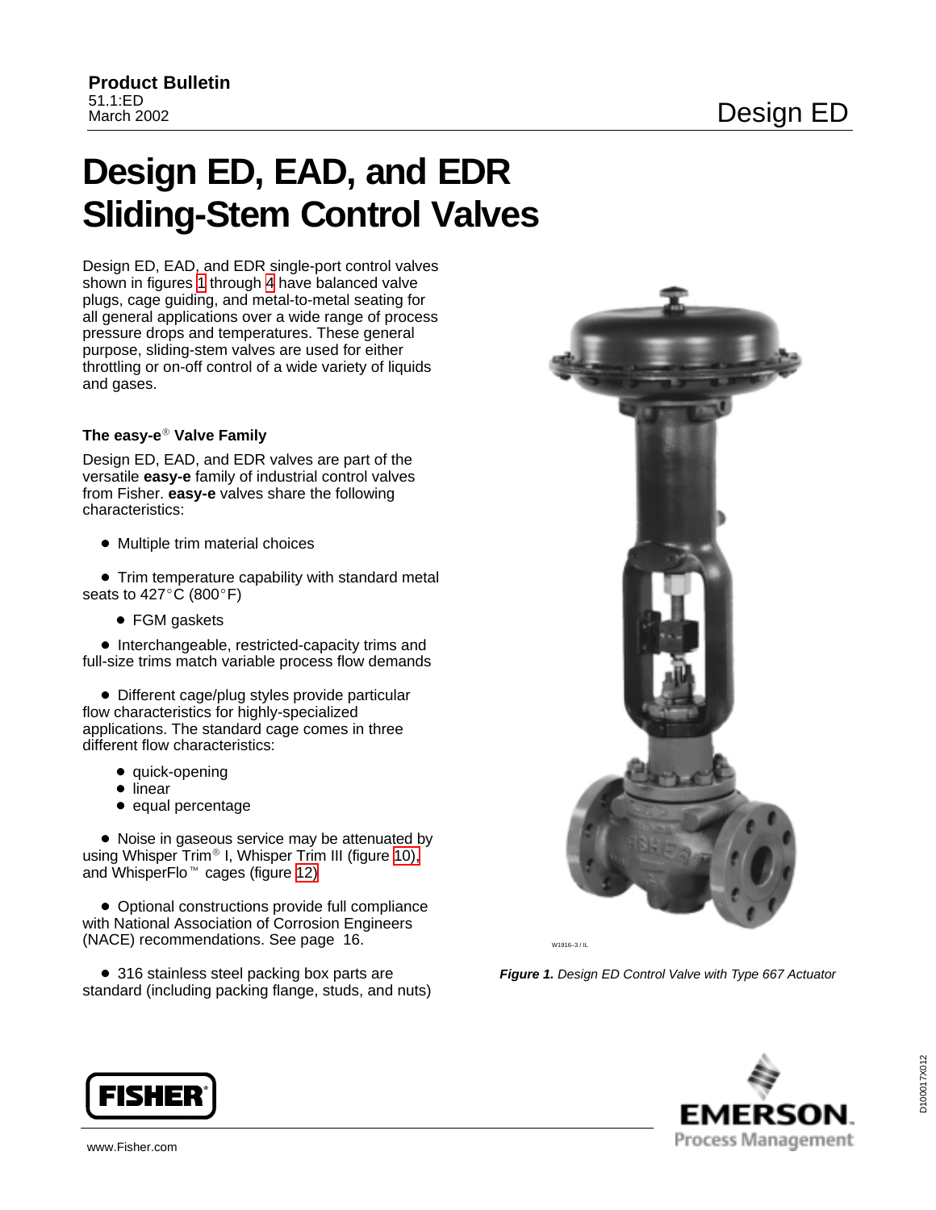Product Bulletin
51.1:ED
March 2002

Design ED

# Design ED, EAD, and EDR Sliding-Stem Control Valves

Design ED, EAD, and EDR single-port control valves shown in figures 1 through 4 have balanced valve plugs, cage guiding, and metal-to-metal seating for all general applications over a wide range of process pressure drops and temperatures. These general purpose, sliding-stem valves are used for either throttling or on-off control of a wide variety of liquids and gases.

### The easy-e® Valve Family

Design ED, EAD, and EDR valves are part of the versatile **easy-e** family of industrial control valves from Fisher. **easy-e** valves share the following characteristics:

- Multiple trim material choices
- Trim temperature capability with standard metal seats to 427°C (800°F)
- FGM gaskets
- Interchangeable, restricted-capacity trims and full-size trims match variable process flow demands
- Different cage/plug styles provide particular flow characteristics for highly-specialized applications. The standard cage comes in three different flow characteristics:
  - quick-opening
  - linear
  - equal percentage
- Noise in gaseous service may be attenuated by using Whisper Trim® I, Whisper Trim III (figure 10), and WhisperFlo™ cages (figure 12)
- Optional constructions provide full compliance with National Association of Corrosion Engineers (NACE) recommendations. See page 16.
- 316 stainless steel packing box parts are standard (including packing flange, studs, and nuts)

W1916–3 / IL

***Figure 1.*** *Design ED Control Valve with Type 667 Actuator*

www.Fisher.com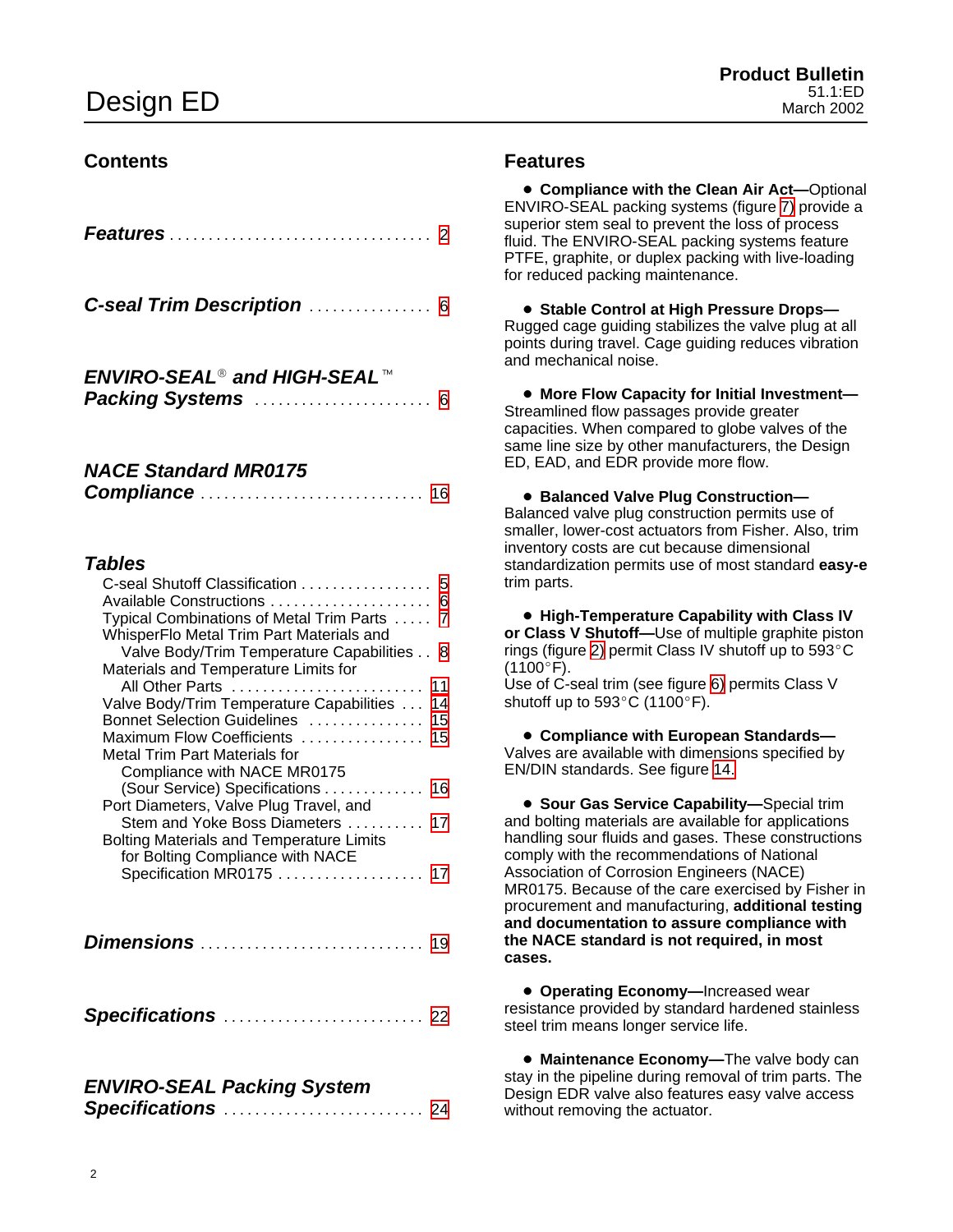# Design ED

## Contents

***Features*** .................................. 2

***C-seal Trim Description*** ................ 6

***ENVIRO-SEAL® and HIGH-SEAL™ Packing Systems*** ....................... 6

***NACE Standard MR0175 Compliance*** ............................ 16

***Tables***

- C-seal Shutoff Classification ................. 5
- Available Constructions ..................... 6
- Typical Combinations of Metal Trim Parts ..... 7
- WhisperFlo Metal Trim Part Materials and Valve Body/Trim Temperature Capabilities .. 8
- Materials and Temperature Limits for All Other Parts ......................... 11
- Valve Body/Trim Temperature Capabilities ... 14
- Bonnet Selection Guidelines ............... 15
- Maximum Flow Coefficients ................ 15
- Metal Trim Part Materials for Compliance with NACE MR0175 (Sour Service) Specifications ............. 16
- Port Diameters, Valve Plug Travel, and Stem and Yoke Boss Diameters .......... 17
- Bolting Materials and Temperature Limits for Bolting Compliance with NACE Specification MR0175 .................. 17

***Dimensions*** ............................ 19

***Specifications*** .......................... 22

***ENVIRO-SEAL Packing System Specifications*** .......................... 24

## Features

- **Compliance with the Clean Air Act—**Optional ENVIRO-SEAL packing systems (figure 7) provide a superior stem seal to prevent the loss of process fluid. The ENVIRO-SEAL packing systems feature PTFE, graphite, or duplex packing with live-loading for reduced packing maintenance.

- **Stable Control at High Pressure Drops—**Rugged cage guiding stabilizes the valve plug at all points during travel. Cage guiding reduces vibration and mechanical noise.

- **More Flow Capacity for Initial Investment—**Streamlined flow passages provide greater capacities. When compared to globe valves of the same line size by other manufacturers, the Design ED, EAD, and EDR provide more flow.

- **Balanced Valve Plug Construction—**Balanced valve plug construction permits use of smaller, lower-cost actuators from Fisher. Also, trim inventory costs are cut because dimensional standardization permits use of most standard **easy-e** trim parts.

- **High-Temperature Capability with Class IV or Class V Shutoff—**Use of multiple graphite piston rings (figure 2) permit Class IV shutoff up to 593°C (1100°F).
Use of C-seal trim (see figure 6) permits Class V shutoff up to 593°C (1100°F).

- **Compliance with European Standards—**Valves are available with dimensions specified by EN/DIN standards. See figure 14.

- **Sour Gas Service Capability—**Special trim and bolting materials are available for applications handling sour fluids and gases. These constructions comply with the recommendations of National Association of Corrosion Engineers (NACE) MR0175. Because of the care exercised by Fisher in procurement and manufacturing, **additional testing and documentation to assure compliance with the NACE standard is not required, in most cases.**

- **Operating Economy—**Increased wear resistance provided by standard hardened stainless steel trim means longer service life.

- **Maintenance Economy—**The valve body can stay in the pipeline during removal of trim parts. The Design EDR valve also features easy valve access without removing the actuator.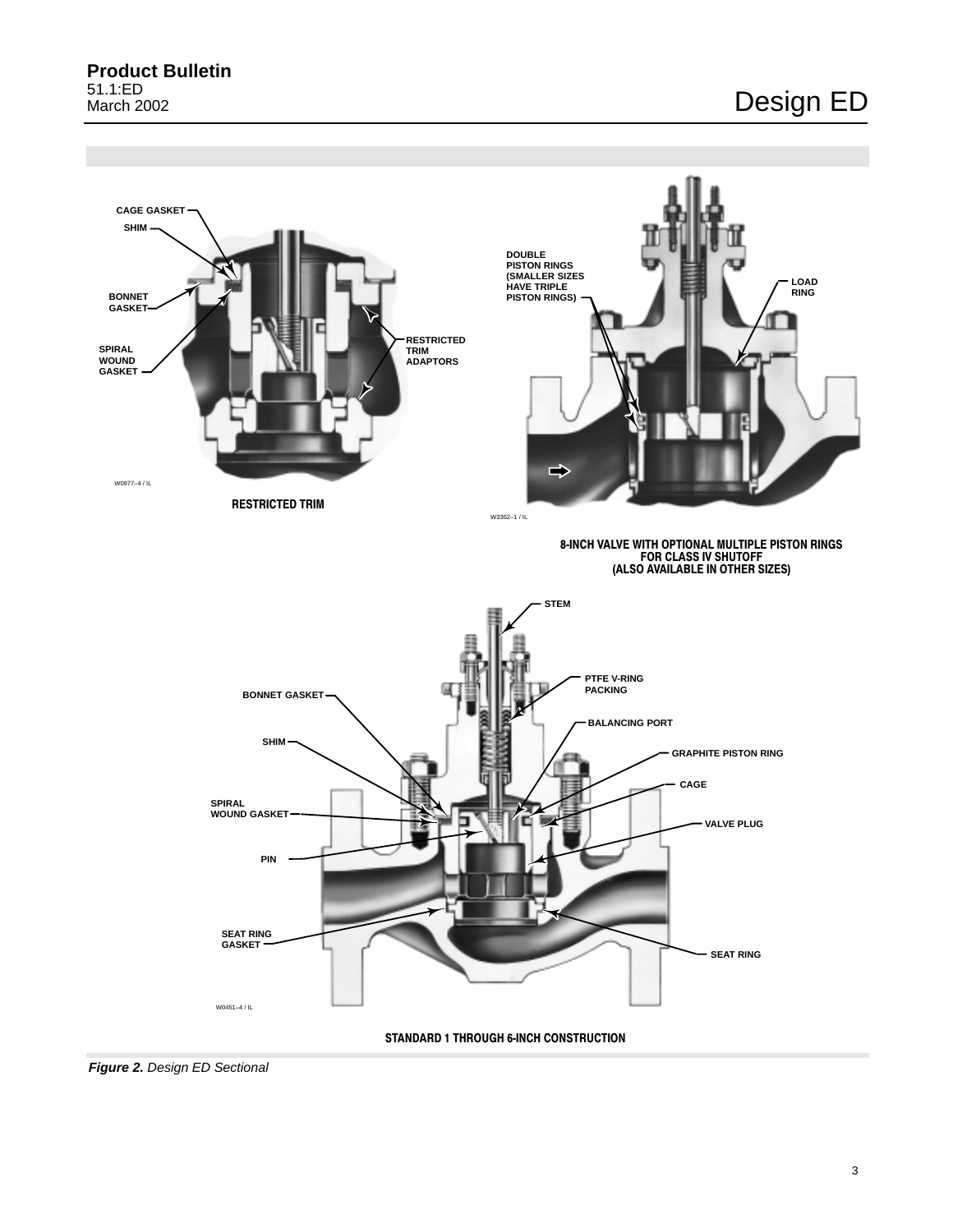CAGE GASKET

SHIM

BONNET GASKET

SPIRAL WOUND GASKET

RESTRICTED TRIM ADAPTORS

W0977–4 / IL

**RESTRICTED TRIM**

DOUBLE PISTON RINGS (SMALLER SIZES HAVE TRIPLE PISTON RINGS)

LOAD RING

W3362–1 / IL

**8-INCH VALVE WITH OPTIONAL MULTIPLE PISTON RINGS FOR CLASS IV SHUTOFF (ALSO AVAILABLE IN OTHER SIZES)**

STEM

PTFE V-RING PACKING

BONNET GASKET

BALANCING PORT

SHIM

GRAPHITE PISTON RING

CAGE

SPIRAL WOUND GASKET

VALVE PLUG

PIN

SEAT RING GASKET

SEAT RING

W0451–4 / IL

**STANDARD 1 THROUGH 6-INCH CONSTRUCTION**

***Figure 2.*** *Design ED Sectional*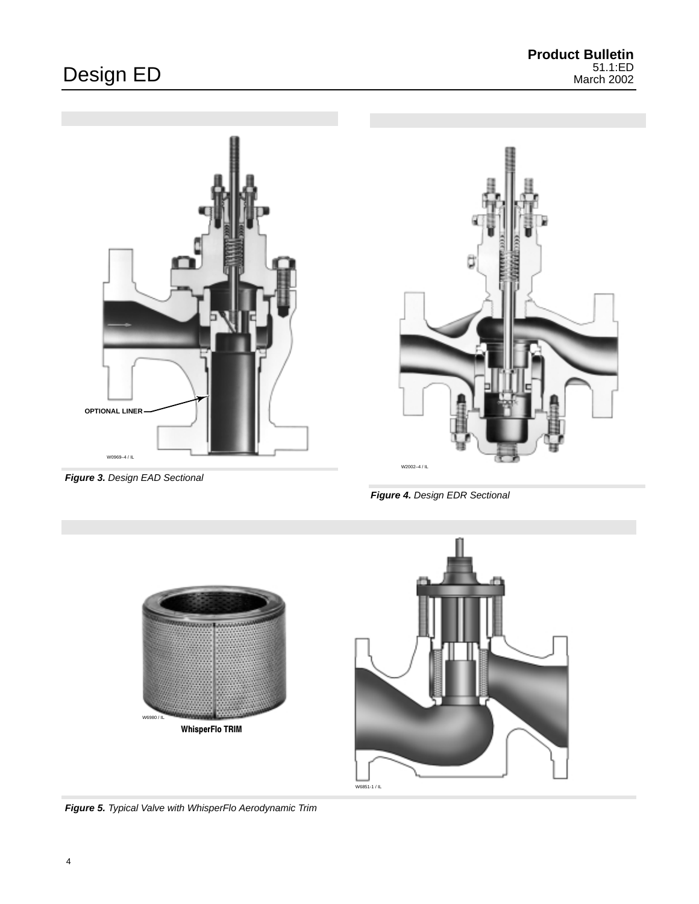OPTIONAL LINER

W0969–4 / IL

*Figure 3. Design EAD Sectional*

W2002–4 / IL

*Figure 4. Design EDR Sectional*

W6980 / IL

WhisperFlo TRIM

W6851-1 / IL

*Figure 5. Typical Valve with WhisperFlo Aerodynamic Trim*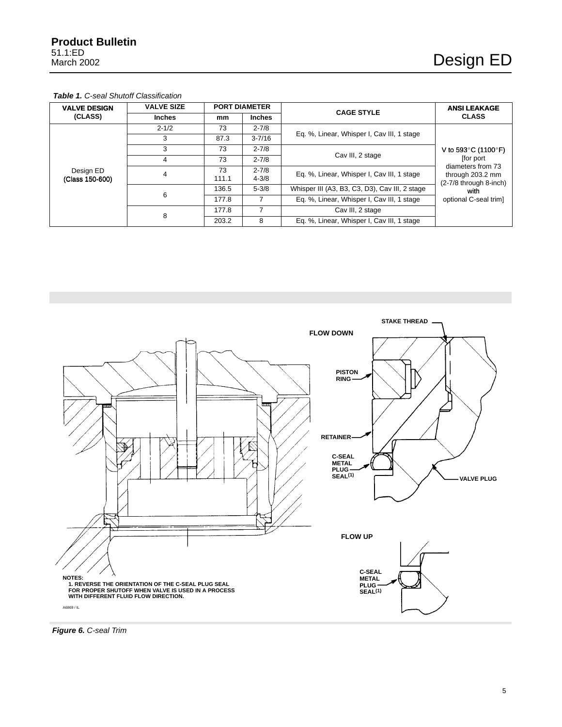*Table 1. C-seal Shutoff Classification*

| VALVE DESIGN (CLASS) | VALVE SIZE | PORT DIAMETER | | CAGE STYLE | ANSI LEAKAGE CLASS |
|---|---|---|---|---|---|
| | Inches | mm | Inches | | |
| Design ED (Class 150-600) | 2-1/2 | 73 | 2-7/8 | Eq. %, Linear, Whisper I, Cav III, 1 stage | V to 593°C (1100°F) [for port diameters from 73 through 203.2 mm (2-7/8 through 8-inch) with optional C-seal trim] |
| | 3 | 87.3 | 3-7/16 | Eq. %, Linear, Whisper I, Cav III, 1 stage | |
| | 3 | 73 | 2-7/8 | Cav III, 2 stage | |
| | 4 | 73 | 2-7/8 | Cav III, 2 stage | |
| | 4 | 73<br>111.1 | 2-7/8<br>4-3/8 | Eq. %, Linear, Whisper I, Cav III, 1 stage | |
| | 6 | 136.5 | 5-3/8 | Whisper III (A3, B3, C3, D3), Cav III, 2 stage | |
| | 6 | 177.8 | 7 | Eq. %, Linear, Whisper I, Cav III, 1 stage | |
| | 8 | 177.8 | 7 | Cav III, 2 stage | |
| | 8 | 203.2 | 8 | Eq. %, Linear, Whisper I, Cav III, 1 stage | |

FLOW DOWN

STAKE THREAD

PISTON RING

RETAINER

C-SEAL METAL PLUG SEAL(1)

VALVE PLUG

FLOW UP

C-SEAL METAL PLUG SEAL(1)

NOTES:
1. REVERSE THE ORIENTATION OF THE C-SEAL PLUG SEAL FOR PROPER SHUTOFF WHEN VALVE IS USED IN A PROCESS WITH DIFFERENT FLUID FLOW DIRECTION.

A6869 / IL

*Figure 6. C-seal Trim*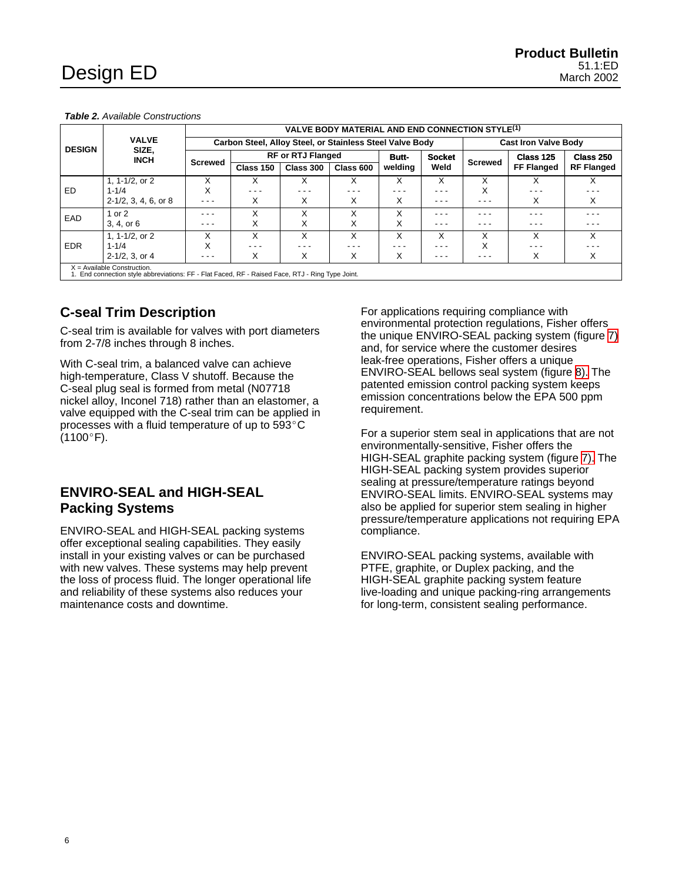***Table 2.*** *Available Constructions*

| DESIGN | VALVE SIZE, INCH | VALVE BODY MATERIAL AND END CONNECTION STYLE[(1)] | | | | | | | | |
|---|---|---|---|---|---|---|---|---|---|---|
| | | Carbon Steel, Alloy Steel, or Stainless Steel Valve Body | | | | | | Cast Iron Valve Body | | |
| | | Screwed | RF or RTJ Flanged | | | Butt-welding | Socket Weld | Screwed | Class 125 FF Flanged | Class 250 RF Flanged |
| | | | Class 150 | Class 300 | Class 600 | | | | | |
| ED | 1, 1-1/2, or 2 | X | X | X | X | X | X | X | X | X |
| | 1-1/4 | X | - - - | - - - | - - - | - - - | - - - | X | - - - | - - - |
| | 2-1/2, 3, 4, 6, or 8 | - - - | X | X | X | X | - - - | - - - | X | X |
| EAD | 1 or 2 | - - - | X | X | X | X | - - - | - - - | - - - | - - - |
| | 3, 4, or 6 | - - - | X | X | X | X | - - - | - - - | - - - | - - - |
| EDR | 1, 1-1/2, or 2 | X | X | X | X | X | X | X | X | X |
| | 1-1/4 | X | - - - | - - - | - - - | - - - | - - - | X | - - - | - - - |
| | 2-1/2, 3, or 4 | - - - | X | X | X | X | - - - | - - - | X | X |

X = Available Construction.
1. End connection style abbreviations: FF - Flat Faced, RF - Raised Face, RTJ - Ring Type Joint.

## C-seal Trim Description

C-seal trim is available for valves with port diameters from 2-7/8 inches through 8 inches.

With C-seal trim, a balanced valve can achieve high-temperature, Class V shutoff. Because the C-seal plug seal is formed from metal (N07718 nickel alloy, Inconel 718) rather than an elastomer, a valve equipped with the C-seal trim can be applied in processes with a fluid temperature of up to 593°C (1100°F).

## ENVIRO-SEAL and HIGH-SEAL Packing Systems

ENVIRO-SEAL and HIGH-SEAL packing systems offer exceptional sealing capabilities. They easily install in your existing valves or can be purchased with new valves. These systems may help prevent the loss of process fluid. The longer operational life and reliability of these systems also reduces your maintenance costs and downtime.

For applications requiring compliance with environmental protection regulations, Fisher offers the unique ENVIRO-SEAL packing system (figure 7) and, for service where the customer desires leak-free operations, Fisher offers a unique ENVIRO-SEAL bellows seal system (figure 8). The patented emission control packing system keeps emission concentrations below the EPA 500 ppm requirement.

For a superior stem seal in applications that are not environmentally-sensitive, Fisher offers the HIGH-SEAL graphite packing system (figure 7). The HIGH-SEAL packing system provides superior sealing at pressure/temperature ratings beyond ENVIRO-SEAL limits. ENVIRO-SEAL systems may also be applied for superior stem sealing in higher pressure/temperature applications not requiring EPA compliance.

ENVIRO-SEAL packing systems, available with PTFE, graphite, or Duplex packing, and the HIGH-SEAL graphite packing system feature live-loading and unique packing-ring arrangements for long-term, consistent sealing performance.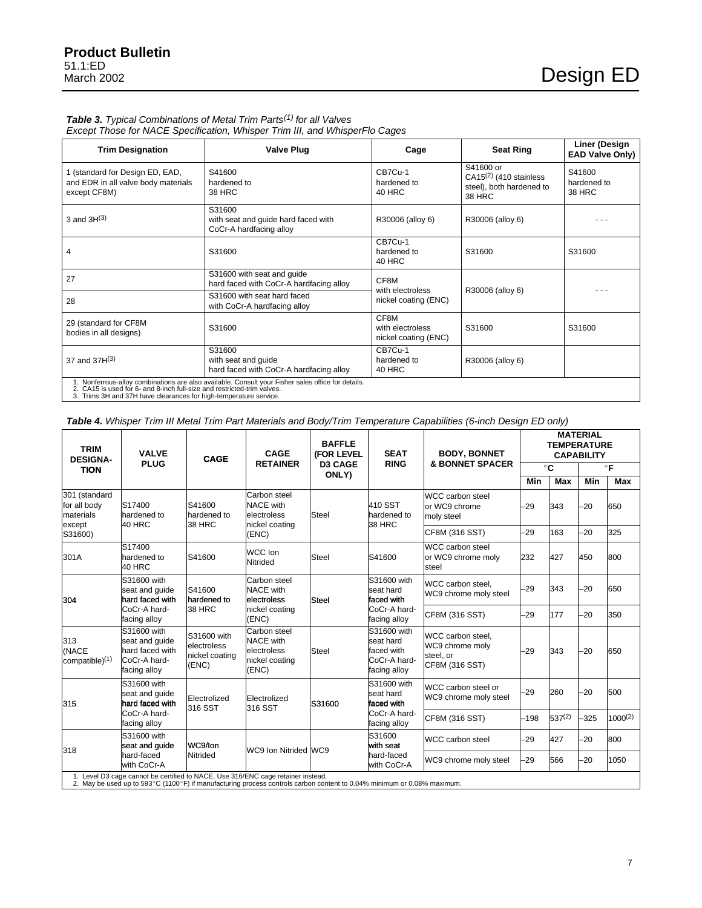***Table 3.*** *Typical Combinations of Metal Trim Parts(1) for all Valves Except Those for NACE Specification, Whisper Trim III, and WhisperFlo Cages*

| Trim Designation | Valve Plug | Cage | Seat Ring | Liner (Design EAD Valve Only) |
|---|---|---|---|---|
| 1 (standard for Design ED, EAD, and EDR in all valve body materials except CF8M) | S41600 hardened to 38 HRC | CB7Cu-1 hardened to 40 HRC | S41600 or CA15(2) (410 stainless steel), both hardened to 38 HRC | S41600 hardened to 38 HRC |
| 3 and 3H(3) | S31600 with seat and guide hard faced with CoCr-A hardfacing alloy | R30006 (alloy 6) | R30006 (alloy 6) | - - - |
| 4 | S31600 | CB7Cu-1 hardened to 40 HRC | S31600 | S31600 |
| 27 | S31600 with seat and guide hard faced with CoCr-A hardfacing alloy | CF8M with electroless nickel coating (ENC) | R30006 (alloy 6) | - - - |
| 28 | S31600 with seat hard faced with CoCr-A hardfacing alloy | | | |
| 29 (standard for CF8M bodies in all designs) | S31600 | CF8M with electroless nickel coating (ENC) | S31600 | S31600 |
| 37 and 37H(3) | S31600 with seat and guide hard faced with CoCr-A hardfacing alloy | CB7Cu-1 hardened to 40 HRC | R30006 (alloy 6) | |

1. Nonferrous-alloy combinations are also available. Consult your Fisher sales office for details.
2. CA15 is used for 6- and 8-inch full-size and restricted-trim valves.
3. Trims 3H and 37H have clearances for high-temperature service.

***Table 4.*** *Whisper Trim III Metal Trim Part Materials and Body/Trim Temperature Capabilities (6-inch Design ED only)*

| TRIM DESIGNATION | VALVE PLUG | CAGE | CAGE RETAINER | BAFFLE (FOR LEVEL D3 CAGE ONLY) | SEAT RING | BODY, BONNET & BONNET SPACER | MATERIAL TEMPERATURE CAPABILITY | | | |
|---|---|---|---|---|---|---|---|---|---|---|
| | | | | | | | °C | | °F | |
| | | | | | | | Min | Max | Min | Max |
| 301 (standard for all body materials except S31600) | S17400 hardened to 40 HRC | S41600 hardened to 38 HRC | Carbon steel NACE with electroless nickel coating (ENC) | Steel | 410 SST hardened to 38 HRC | WCC carbon steel or WC9 chrome moly steel | –29 | 343 | –20 | 650 |
| | | | | | | CF8M (316 SST) | –29 | 163 | –20 | 325 |
| 301A | S17400 hardened to 40 HRC | S41600 | WCC Ion Nitrided | Steel | S41600 | WCC carbon steel or WC9 chrome moly steel | 232 | 427 | 450 | 800 |
| 304 | S31600 with seat and guide hard faced with CoCr-A hard-facing alloy | S41600 hardened to 38 HRC | Carbon steel NACE with electroless nickel coating (ENC) | Steel | S31600 with seat hard faced with CoCr-A hard-facing alloy | WCC carbon steel, WC9 chrome moly steel | –29 | 343 | –20 | 650 |
| | | | | | | CF8M (316 SST) | –29 | 177 | –20 | 350 |
| 313 (NACE compatible)(1) | S31600 with seat and guide hard faced with CoCr-A hard-facing alloy | S31600 with electroless nickel coating (ENC) | Carbon steel NACE with electroless nickel coating (ENC) | Steel | S31600 with seat hard faced with CoCr-A hard-facing alloy | WCC carbon steel, WC9 chrome moly steel, or CF8M (316 SST) | –29 | 343 | –20 | 650 |
| 315 | S31600 with seat and guide hard faced with CoCr-A hard-facing alloy | Electrolized 316 SST | Electrolized 316 SST | S31600 | S31600 with seat hard faced with CoCr-A hard-facing alloy | WCC carbon steel or WC9 chrome moly steel | –29 | 260 | –20 | 500 |
| | | | | | | CF8M (316 SST) | –198 | 537(2) | –325 | 1000(2) |
| 318 | S31600 with seat and guide hard-faced with CoCr-A | WC9/Ion Nitrided | WC9 Ion Nitrided | WC9 | S31600 with seat hard-faced with CoCr-A | WCC carbon steel | –29 | 427 | –20 | 800 |
| | | | | | | WC9 chrome moly steel | –29 | 566 | –20 | 1050 |

1. Level D3 cage cannot be certified to NACE. Use 316/ENC cage retainer instead.
2. May be used up to 593°C (1100°F) if manufacturing process controls carbon content to 0.04% minimum or 0.08% maximum.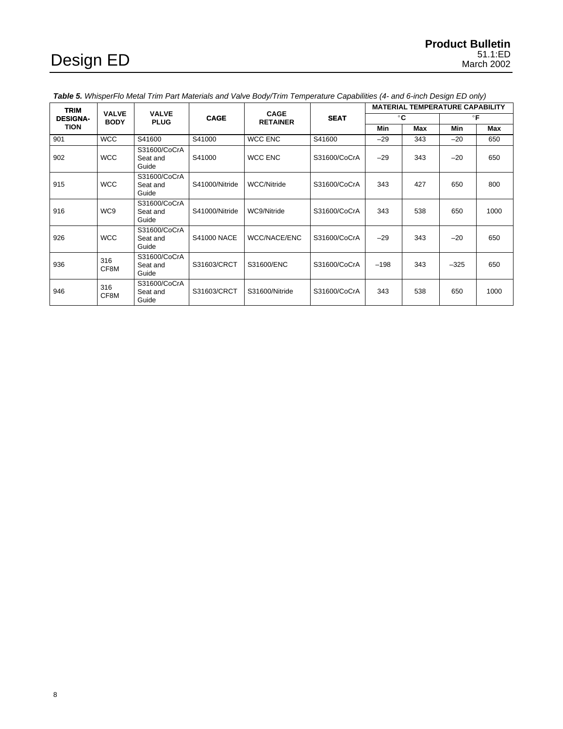***Table 5.*** *WhisperFlo Metal Trim Part Materials and Valve Body/Trim Temperature Capabilities (4- and 6-inch Design ED only)*

| TRIM DESIGNATION | VALVE BODY | VALVE PLUG | CAGE | CAGE RETAINER | SEAT | MATERIAL TEMPERATURE CAPABILITY | | | |
|---|---|---|---|---|---|---|---|---|---|
| | | | | | | °C | | °F | |
| | | | | | | Min | Max | Min | Max |
| 901 | WCC | S41600 | S41000 | WCC ENC | S41600 | –29 | 343 | –20 | 650 |
| 902 | WCC | S31600/CoCrA Seat and Guide | S41000 | WCC ENC | S31600/CoCrA | –29 | 343 | –20 | 650 |
| 915 | WCC | S31600/CoCrA Seat and Guide | S41000/Nitride | WCC/Nitride | S31600/CoCrA | 343 | 427 | 650 | 800 |
| 916 | WC9 | S31600/CoCrA Seat and Guide | S41000/Nitride | WC9/Nitride | S31600/CoCrA | 343 | 538 | 650 | 1000 |
| 926 | WCC | S31600/CoCrA Seat and Guide | S41000 NACE | WCC/NACE/ENC | S31600/CoCrA | –29 | 343 | –20 | 650 |
| 936 | 316 CF8M | S31600/CoCrA Seat and Guide | S31603/CRCT | S31600/ENC | S31600/CoCrA | –198 | 343 | –325 | 650 |
| 946 | 316 CF8M | S31600/CoCrA Seat and Guide | S31603/CRCT | S31600/Nitride | S31600/CoCrA | 343 | 538 | 650 | 1000 |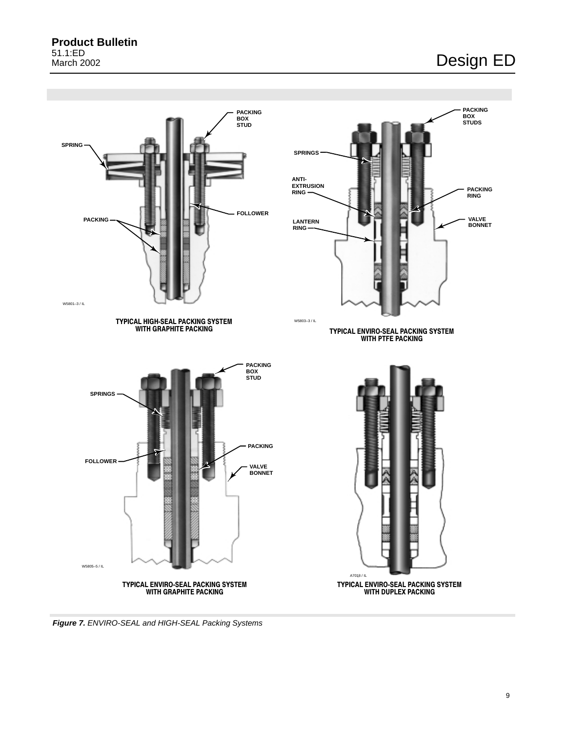PACKING BOX STUD

SPRING

FOLLOWER

PACKING

W5801–3 / IL

TYPICAL HIGH-SEAL PACKING SYSTEM WITH GRAPHITE PACKING

PACKING BOX STUDS

SPRINGS

ANTI-EXTRUSION RING

PACKING RING

VALVE BONNET

LANTERN RING

W5803–3 / IL

TYPICAL ENVIRO-SEAL PACKING SYSTEM WITH PTFE PACKING

PACKING BOX STUD

SPRINGS

PACKING

FOLLOWER

VALVE BONNET

W5805–5 / IL

TYPICAL ENVIRO-SEAL PACKING SYSTEM WITH GRAPHITE PACKING

A7018 / IL

TYPICAL ENVIRO-SEAL PACKING SYSTEM WITH DUPLEX PACKING

***Figure 7.*** *ENVIRO-SEAL and HIGH-SEAL Packing Systems*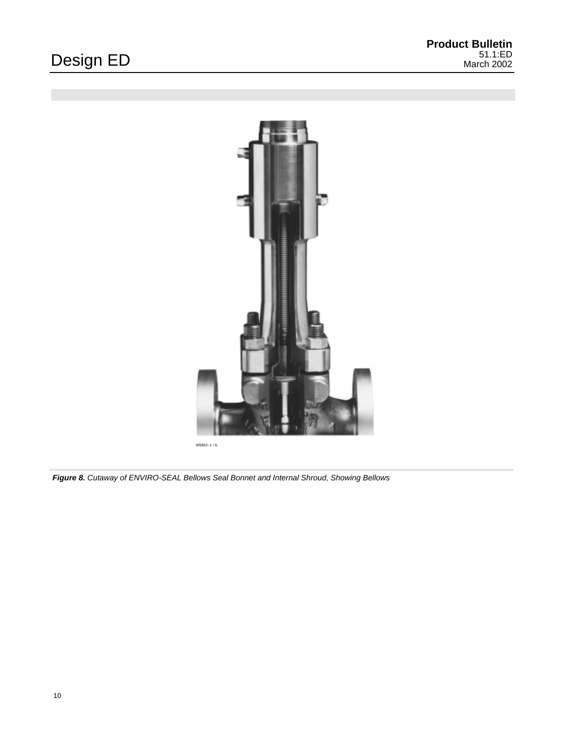W5852–1 / IL

*Figure 8. Cutaway of ENVIRO-SEAL Bellows Seal Bonnet and Internal Shroud, Showing Bellows*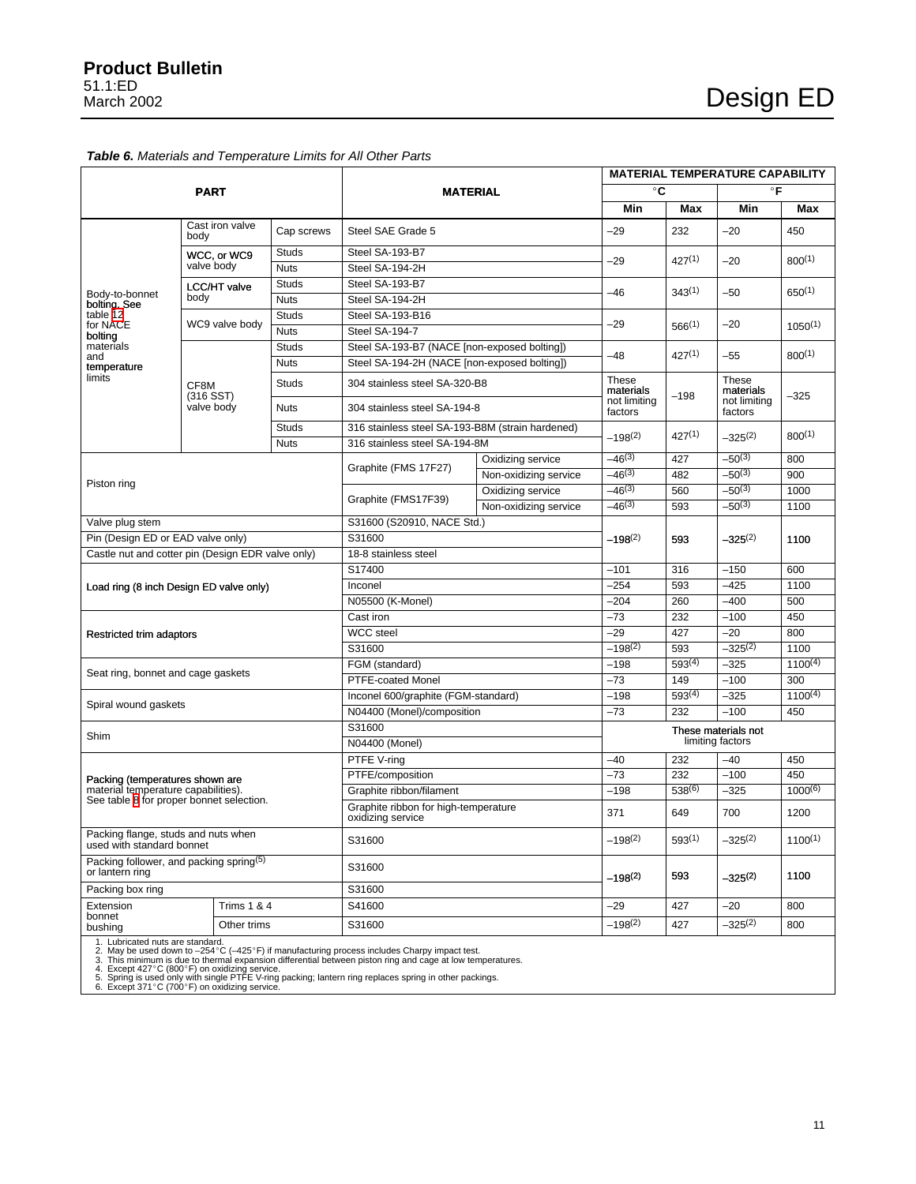**Table 6.** *Materials and Temperature Limits for All Other Parts*

| PART | | | MATERIAL | | MATERIAL TEMPERATURE CAPABILITY | | | |
|---|---|---|---|---|---|---|---|---|
| | | | | | °C | | °F | |
| | | | | | Min | Max | Min | Max |
| Body-to-bonnet bolting. See table 12 for NACE bolting materials and temperature limits | Cast iron valve body | Cap screws | Steel SAE Grade 5 | | –29 | 232 | –20 | 450 |
| | WCC, or WC9 valve body | Studs | Steel SA-193-B7 | | –29 | 427(1) | –20 | 800(1) |
| | | Nuts | Steel SA-194-2H | | | | | |
| | LCC/HT valve body | Studs | Steel SA-193-B7 | | –46 | 343(1) | –50 | 650(1) |
| | | Nuts | Steel SA-194-2H | | | | | |
| | WC9 valve body | Studs | Steel SA-193-B16 | | –29 | 566(1) | –20 | 1050(1) |
| | | Nuts | Steel SA-194-7 | | | | | |
| | CF8M (316 SST) valve body | Studs | Steel SA-193-B7 (NACE [non-exposed bolting]) | | –48 | 427(1) | –55 | 800(1) |
| | | Nuts | Steel SA-194-2H (NACE [non-exposed bolting]) | | | | | |
| | | Studs | 304 stainless steel SA-320-B8 | | These materials not limiting factors | –198 | These materials not limiting factors | –325 |
| | | Nuts | 304 stainless steel SA-194-8 | | | | | |
| | | Studs | 316 stainless steel SA-193-B8M (strain hardened) | | –198(2) | 427(1) | –325(2) | 800(1) |
| | | Nuts | 316 stainless steel SA-194-8M | | | | | |
| Piston ring | | | Graphite (FMS 17F27) | Oxidizing service | –46(3) | 427 | –50(3) | 800 |
| | | | | Non-oxidizing service | –46(3) | 482 | –50(3) | 900 |
| | | | Graphite (FMS17F39) | Oxidizing service | –46(3) | 560 | –50(3) | 1000 |
| | | | | Non-oxidizing service | –46(3) | 593 | –50(3) | 1100 |
| Valve plug stem | | | S31600 (S20910, NACE Std.) | | –198(2) | 593 | –325(2) | 1100 |
| Pin (Design ED or EAD valve only) | | | S31600 | | | | | |
| Castle nut and cotter pin (Design EDR valve only) | | | 18-8 stainless steel | | | | | |
| Load ring (8 inch Design ED valve only) | | | S17400 | | –101 | 316 | –150 | 600 |
| | | | Inconel | | –254 | 593 | –425 | 1100 |
| | | | N05500 (K-Monel) | | –204 | 260 | –400 | 500 |
| Restricted trim adaptors | | | Cast iron | | –73 | 232 | –100 | 450 |
| | | | WCC steel | | –29 | 427 | –20 | 800 |
| | | | S31600 | | –198(2) | 593 | –325(2) | 1100 |
| Seat ring, bonnet and cage gaskets | | | FGM (standard) | | –198 | 593(4) | –325 | 1100(4) |
| | | | PTFE-coated Monel | | –73 | 149 | –100 | 300 |
| Spiral wound gaskets | | | Inconel 600/graphite (FGM-standard) | | –198 | 593(4) | –325 | 1100(4) |
| | | | N04400 (Monel)/composition | | –73 | 232 | –100 | 450 |
| Shim | | | S31600 | | These materials not limiting factors | | | |
| | | | N04400 (Monel) | | | | | |
| Packing (temperatures shown are material temperature capabilities). See table 8 for proper bonnet selection. | | | PTFE V-ring | | –40 | 232 | –40 | 450 |
| | | | PTFE/composition | | –73 | 232 | –100 | 450 |
| | | | Graphite ribbon/filament | | –198 | 538(6) | –325 | 1000(6) |
| | | | Graphite ribbon for high-temperature oxidizing service | | 371 | 649 | 700 | 1200 |
| Packing flange, studs and nuts when used with standard bonnet | | | S31600 | | –198(2) | 593(1) | –325(2) | 1100(1) |
| Packing follower, and packing spring(5) or lantern ring | | | S31600 | | –198(2) | 593 | –325(2) | 1100 |
| Packing box ring | | | S31600 | | | | | |
| Extension bonnet bushing | Trims 1 & 4 | | S41600 | | –29 | 427 | –20 | 800 |
| | Other trims | | S31600 | | –198(2) | 427 | –325(2) | 800 |

1. Lubricated nuts are standard.
2. May be used down to –254°C (–425°F) if manufacturing process includes Charpy impact test.
3. This minimum is due to thermal expansion differential between piston ring and cage at low temperatures.
4. Except 427°C (800°F) on oxidizing service.
5. Spring is used only with single PTFE V-ring packing; lantern ring replaces spring in other packings.
6. Except 371°C (700°F) on oxidizing service.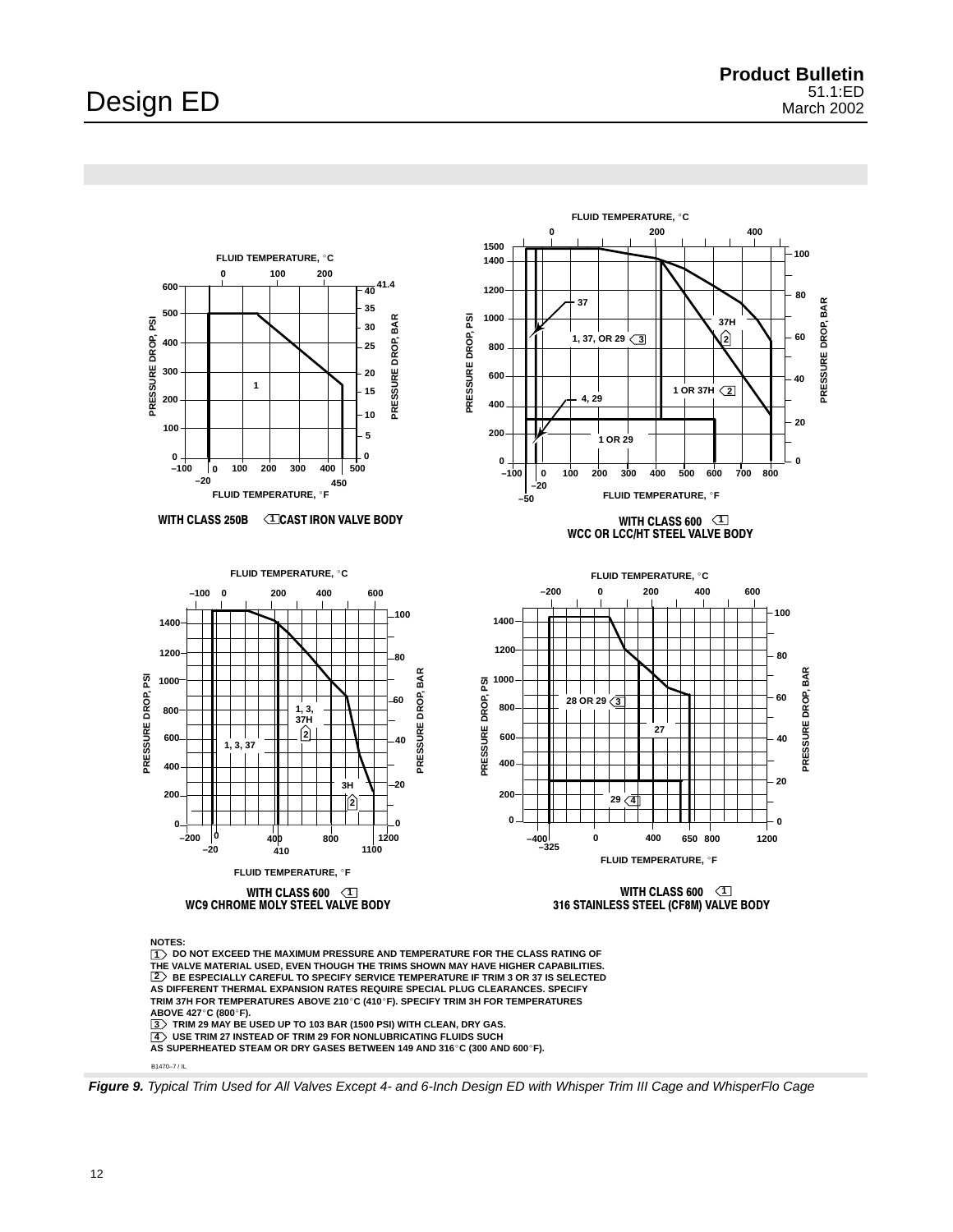FLUID TEMPERATURE, °C

PRESSURE DROP, PSI

PRESSURE DROP, BAR

FLUID TEMPERATURE, °F

WITH CLASS 250B [1] CAST IRON VALVE BODY

WITH CLASS 600 [1] WCC OR LCC/HT STEEL VALVE BODY

WITH CLASS 600 [1] WC9 CHROME MOLY STEEL VALVE BODY

WITH CLASS 600 [1] 316 STAINLESS STEEL (CF8M) VALVE BODY

NOTES:

1. DO NOT EXCEED THE MAXIMUM PRESSURE AND TEMPERATURE FOR THE CLASS RATING OF THE VALVE MATERIAL USED, EVEN THOUGH THE TRIMS SHOWN MAY HAVE HIGHER CAPABILITIES.
2. BE ESPECIALLY CAREFUL TO SPECIFY SERVICE TEMPERATURE IF TRIM 3 OR 37 IS SELECTED AS DIFFERENT THERMAL EXPANSION RATES REQUIRE SPECIAL PLUG CLEARANCES. SPECIFY TRIM 37H FOR TEMPERATURES ABOVE 210°C (410°F). SPECIFY TRIM 3H FOR TEMPERATURES ABOVE 427°C (800°F).
3. TRIM 29 MAY BE USED UP TO 103 BAR (1500 PSI) WITH CLEAN, DRY GAS.
4. USE TRIM 27 INSTEAD OF TRIM 29 FOR NONLUBRICATING FLUIDS SUCH AS SUPERHEATED STEAM OR DRY GASES BETWEEN 149 AND 316°C (300 AND 600°F).

B1470–7 / IL

***Figure 9.*** *Typical Trim Used for All Valves Except 4- and 6-Inch Design ED with Whisper Trim III Cage and WhisperFlo Cage*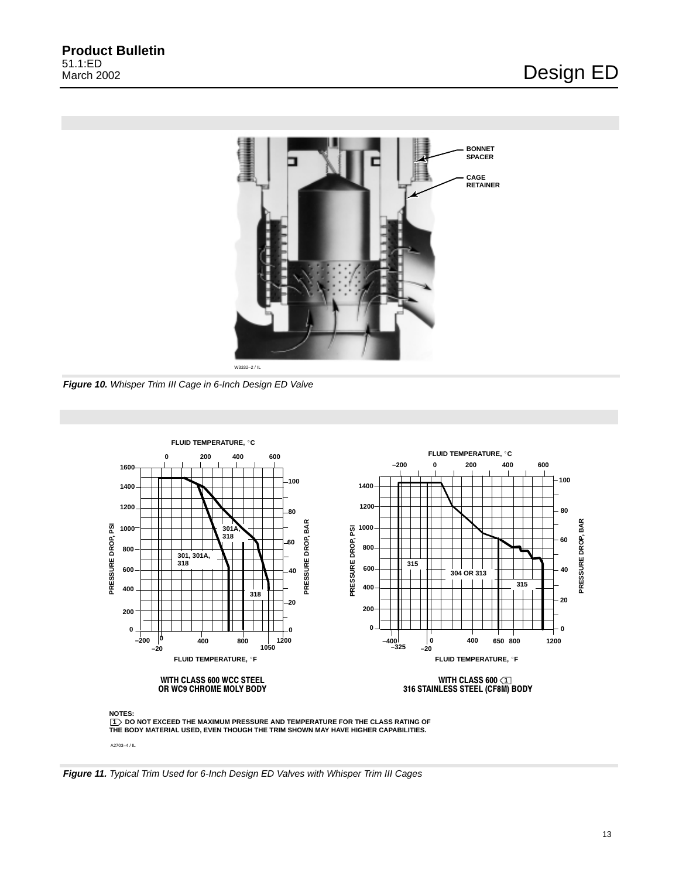Figure 10. *Whisper Trim III Cage in 6-Inch Design ED Valve*

NOTES:
1 DO NOT EXCEED THE MAXIMUM PRESSURE AND TEMPERATURE FOR THE CLASS RATING OF THE BODY MATERIAL USED, EVEN THOUGH THE TRIM SHOWN MAY HAVE HIGHER CAPABILITIES.

Figure 11. *Typical Trim Used for 6-Inch Design ED Valves with Whisper Trim III Cages*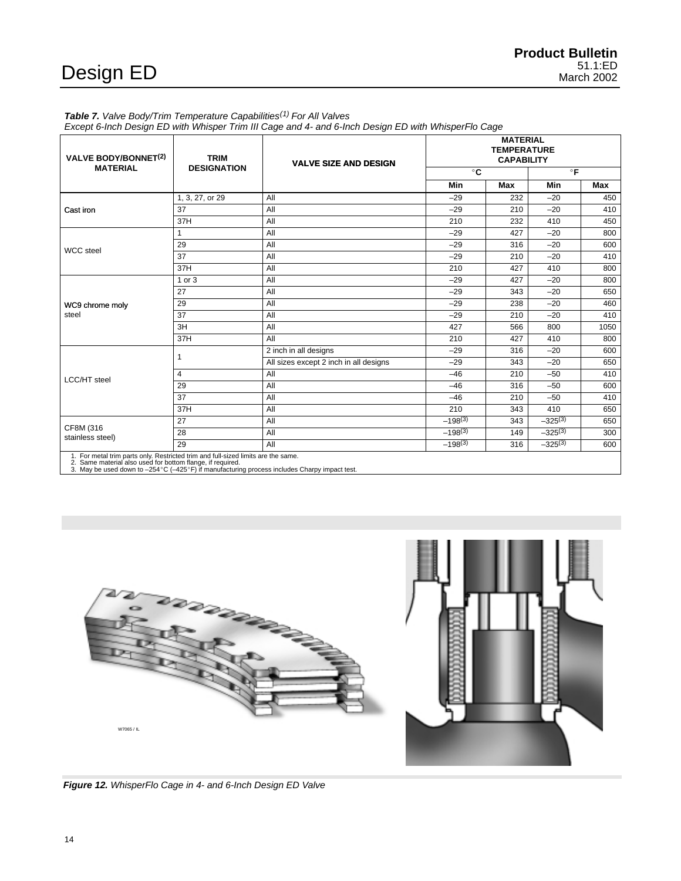**Table 7.** *Valve Body/Trim Temperature Capabilities[1] For All Valves Except 6-Inch Design ED with Whisper Trim III Cage and 4- and 6-Inch Design ED with WhisperFlo Cage*

| VALVE BODY/BONNET[2] MATERIAL | TRIM DESIGNATION | VALVE SIZE AND DESIGN | MATERIAL TEMPERATURE CAPABILITY | | | |
|---|---|---|---|---|---|---|
| | | | °C | | °F | |
| | | | Min | Max | Min | Max |
| Cast iron | 1, 3, 27, or 29 | All | –29 | 232 | –20 | 450 |
| | 37 | All | –29 | 210 | –20 | 410 |
| | 37H | All | 210 | 232 | 410 | 450 |
| WCC steel | 1 | All | –29 | 427 | –20 | 800 |
| | 29 | All | –29 | 316 | –20 | 600 |
| | 37 | All | –29 | 210 | –20 | 410 |
| | 37H | All | 210 | 427 | 410 | 800 |
| WC9 chrome moly steel | 1 or 3 | All | –29 | 427 | –20 | 800 |
| | 27 | All | –29 | 343 | –20 | 650 |
| | 29 | All | –29 | 238 | –20 | 460 |
| | 37 | All | –29 | 210 | –20 | 410 |
| | 3H | All | 427 | 566 | 800 | 1050 |
| | 37H | All | 210 | 427 | 410 | 800 |
| LCC/HT steel | 1 | 2 inch in all designs | –29 | 316 | –20 | 600 |
| | | All sizes except 2 inch in all designs | –29 | 343 | –20 | 650 |
| | 4 | All | –46 | 210 | –50 | 410 |
| | 29 | All | –46 | 316 | –50 | 600 |
| | 37 | All | –46 | 210 | –50 | 410 |
| | 37H | All | 210 | 343 | 410 | 650 |
| CF8M (316 stainless steel) | 27 | All | –198[3] | 343 | –325[3] | 650 |
| | 28 | All | –198[3] | 149 | –325[3] | 300 |
| | 29 | All | –198[3] | 316 | –325[3] | 600 |

1. For metal trim parts only. Restricted trim and full-sized limits are the same.
2. Same material also used for bottom flange, if required.
3. May be used down to –254°C (–425°F) if manufacturing process includes Charpy impact test.

W7065 / IL

**Figure 12.** *WhisperFlo Cage in 4- and 6-Inch Design ED Valve*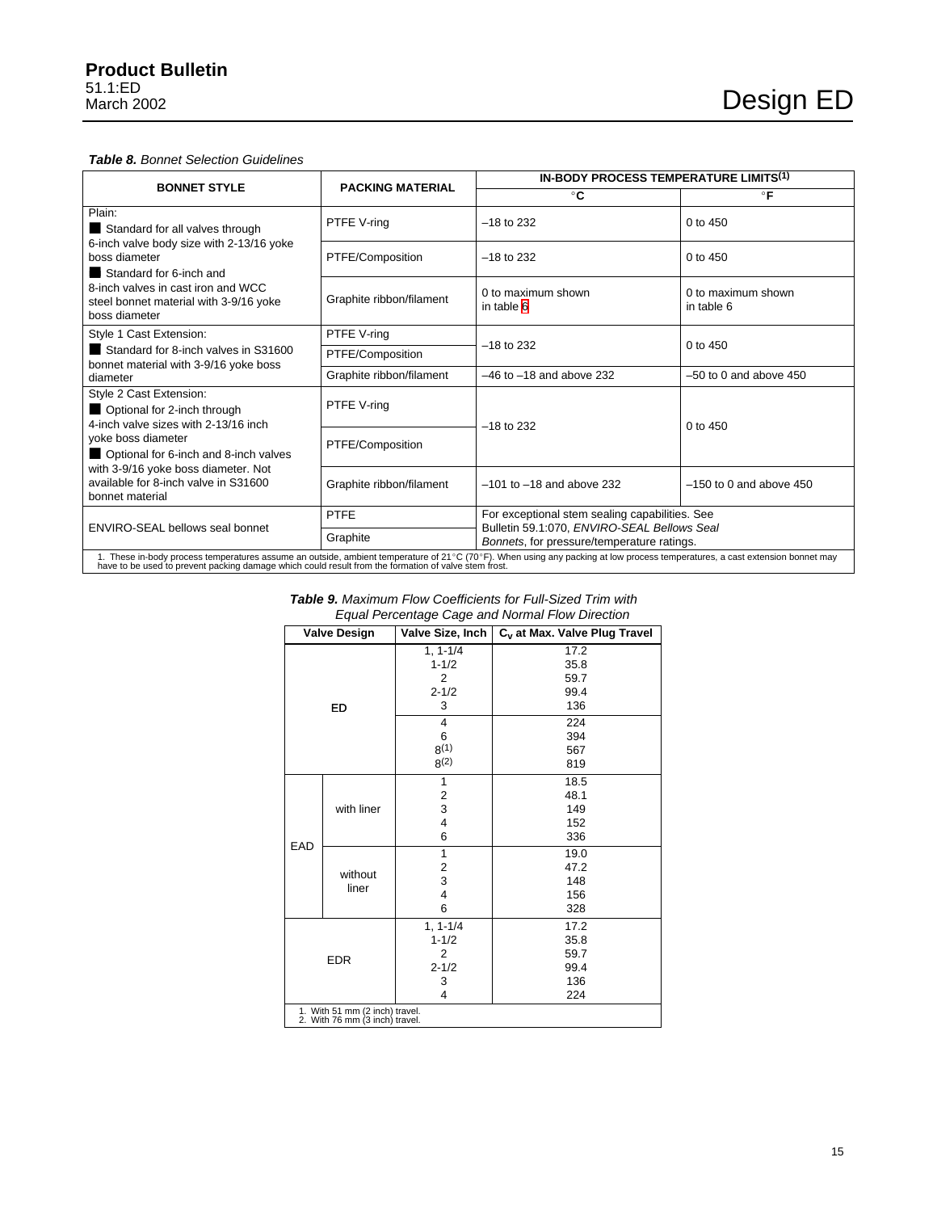*Table 8. Bonnet Selection Guidelines*

| BONNET STYLE | PACKING MATERIAL | IN-BODY PROCESS TEMPERATURE LIMITS(1) | |
|---|---|---|---|
| | | °C | °F |
| Plain: ■ Standard for all valves through 6-inch valve body size with 2-13/16 yoke boss diameter ■ Standard for 6-inch and 8-inch valves in cast iron and WCC steel bonnet material with 3-9/16 yoke boss diameter | PTFE V-ring | –18 to 232 | 0 to 450 |
| | PTFE/Composition | –18 to 232 | 0 to 450 |
| | Graphite ribbon/filament | 0 to maximum shown in table 6 | 0 to maximum shown in table 6 |
| Style 1 Cast Extension: ■ Standard for 8-inch valves in S31600 bonnet material with 3-9/16 yoke boss diameter | PTFE V-ring | –18 to 232 | 0 to 450 |
| | PTFE/Composition | | |
| | Graphite ribbon/filament | –46 to –18 and above 232 | –50 to 0 and above 450 |
| Style 2 Cast Extension: ■ Optional for 2-inch through 4-inch valve sizes with 2-13/16 inch yoke boss diameter ■ Optional for 6-inch and 8-inch valves with 3-9/16 yoke boss diameter. Not available for 8-inch valve in S31600 bonnet material | PTFE V-ring | –18 to 232 | 0 to 450 |
| | PTFE/Composition | | |
| | Graphite ribbon/filament | –101 to –18 and above 232 | –150 to 0 and above 450 |
| ENVIRO-SEAL bellows seal bonnet | PTFE | For exceptional stem sealing capabilities. See Bulletin 59.1:070, *ENVIRO-SEAL Bellows Seal Bonnets*, for pressure/temperature ratings. | |
| | Graphite | | |

1. These in-body process temperatures assume an outside, ambient temperature of 21°C (70°F). When using any packing at low process temperatures, a cast extension bonnet may have to be used to prevent packing damage which could result from the formation of valve stem frost.

*Table 9. Maximum Flow Coefficients for Full-Sized Trim with Equal Percentage Cage and Normal Flow Direction*

| Valve Design | | Valve Size, Inch | $C_v$ at Max. Valve Plug Travel |
|---|---|---|---|
| ED | | 1, 1-1/4 | 17.2 |
| | | 1-1/2 | 35.8 |
| | | 2 | 59.7 |
| | | 2-1/2 | 99.4 |
| | | 3 | 136 |
| | | 4 | 224 |
| | | 6 | 394 |
| | | 8(1) | 567 |
| | | 8(2) | 819 |
| EAD | with liner | 1 | 18.5 |
| | | 2 | 48.1 |
| | | 3 | 149 |
| | | 4 | 152 |
| | | 6 | 336 |
| | without liner | 1 | 19.0 |
| | | 2 | 47.2 |
| | | 3 | 148 |
| | | 4 | 156 |
| | | 6 | 328 |
| EDR | | 1, 1-1/4 | 17.2 |
| | | 1-1/2 | 35.8 |
| | | 2 | 59.7 |
| | | 2-1/2 | 99.4 |
| | | 3 | 136 |
| | | 4 | 224 |

1. With 51 mm (2 inch) travel.
2. With 76 mm (3 inch) travel.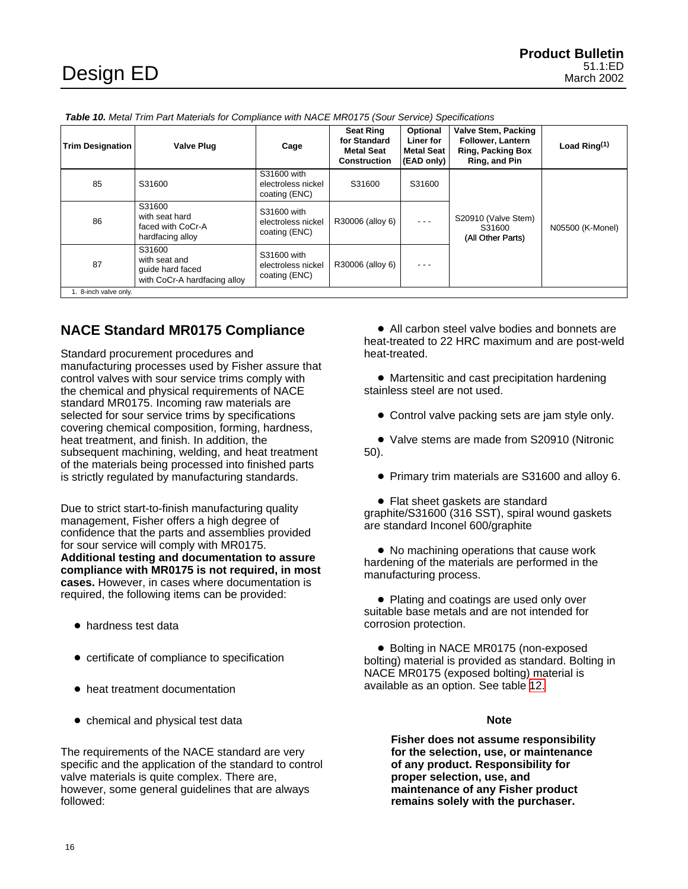**Table 10.** *Metal Trim Part Materials for Compliance with NACE MR0175 (Sour Service) Specifications*

| Trim Designation | Valve Plug | Cage | Seat Ring for Standard Metal Seat Construction | Optional Liner for Metal Seat (EAD only) | Valve Stem, Packing Follower, Lantern Ring, Packing Box Ring, and Pin | Load Ring[(1)] |
|---|---|---|---|---|---|---|
| 85 | S31600 | S31600 with electroless nickel coating (ENC) | S31600 | S31600 | S20910 (Valve Stem) S31600 (All Other Parts) | N05500 (K-Monel) |
| 86 | S31600 with seat hard faced with CoCr-A hardfacing alloy | S31600 with electroless nickel coating (ENC) | R30006 (alloy 6) | - - - | | |
| 87 | S31600 with seat and guide hard faced with CoCr-A hardfacing alloy | S31600 with electroless nickel coating (ENC) | R30006 (alloy 6) | - - - | | |

1. 8-inch valve only.

## NACE Standard MR0175 Compliance

Standard procurement procedures and manufacturing processes used by Fisher assure that control valves with sour service trims comply with the chemical and physical requirements of NACE standard MR0175. Incoming raw materials are selected for sour service trims by specifications covering chemical composition, forming, hardness, heat treatment, and finish. In addition, the subsequent machining, welding, and heat treatment of the materials being processed into finished parts is strictly regulated by manufacturing standards.

Due to strict start-to-finish manufacturing quality management, Fisher offers a high degree of confidence that the parts and assemblies provided for sour service will comply with MR0175. **Additional testing and documentation to assure compliance with MR0175 is not required, in most cases.** However, in cases where documentation is required, the following items can be provided:

- hardness test data
- certificate of compliance to specification
- heat treatment documentation
- chemical and physical test data

The requirements of the NACE standard are very specific and the application of the standard to control valve materials is quite complex. There are, however, some general guidelines that are always followed:

- All carbon steel valve bodies and bonnets are heat-treated to 22 HRC maximum and are post-weld heat-treated.
- Martensitic and cast precipitation hardening stainless steel are not used.
- Control valve packing sets are jam style only.
- Valve stems are made from S20910 (Nitronic 50).
- Primary trim materials are S31600 and alloy 6.
- Flat sheet gaskets are standard graphite/S31600 (316 SST), spiral wound gaskets are standard Inconel 600/graphite
- No machining operations that cause work hardening of the materials are performed in the manufacturing process.
- Plating and coatings are used only over suitable base metals and are not intended for corrosion protection.
- Bolting in NACE MR0175 (non-exposed bolting) material is provided as standard. Bolting in NACE MR0175 (exposed bolting) material is available as an option. See table 12.

**Note**

**Fisher does not assume responsibility for the selection, use, or maintenance of any product. Responsibility for proper selection, use, and maintenance of any Fisher product remains solely with the purchaser.**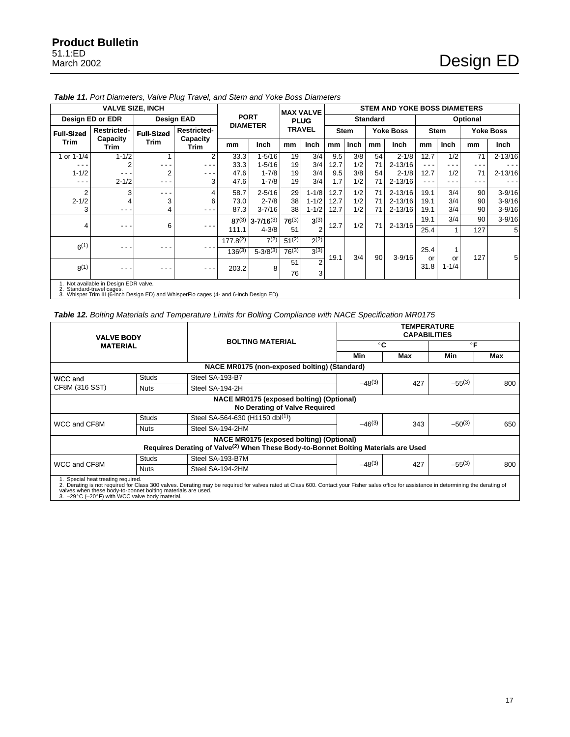*Table 11. Port Diameters, Valve Plug Travel, and Stem and Yoke Boss Diameters*

| VALVE SIZE, INCH | | | | PORT DIAMETER | | MAX VALVE PLUG TRAVEL | | STEM AND YOKE BOSS DIAMETERS | | | | | | | |
|---|---|---|---|---|---|---|---|---|---|---|---|---|---|---|---|
| Design ED or EDR | | Design EAD | | | | | | Standard | | | | Optional | | | |
| Full-Sized Trim | Restricted-Capacity Trim | Full-Sized Trim | Restricted-Capacity Trim | | | | | Stem | | Yoke Boss | | Stem | | Yoke Boss | |
| | | | | mm | Inch | mm | Inch | mm | Inch | mm | Inch | mm | Inch | mm | Inch |
| 1 or 1-1/4 | 1-1/2 | 1 | 2 | 33.3 | 1-5/16 | 19 | 3/4 | 9.5 | 3/8 | 54 | 2-1/8 | 12.7 | 1/2 | 71 | 2-13/16 |
| - - - | 2 | - - - | - - - | 33.3 | 1-5/16 | 19 | 3/4 | 12.7 | 1/2 | 71 | 2-13/16 | - - - | - - - | - - - | - - - |
| 1-1/2 | - - - | 2 | - - - | 47.6 | 1-7/8 | 19 | 3/4 | 9.5 | 3/8 | 54 | 2-1/8 | 12.7 | 1/2 | 71 | 2-13/16 |
| - - - | 2-1/2 | - - - | 3 | 47.6 | 1-7/8 | 19 | 3/4 | 1.7 | 1/2 | 71 | 2-13/16 | - - - | - - - | - - - | - - - |
| 2 | 3 | - - - | 4 | 58.7 | 2-5/16 | 29 | 1-1/8 | 12.7 | 1/2 | 71 | 2-13/16 | 19.1 | 3/4 | 90 | 3-9/16 |
| 2-1/2 | 4 | 3 | 6 | 73.0 | 2-7/8 | 38 | 1-1/2 | 12.7 | 1/2 | 71 | 2-13/16 | 19.1 | 3/4 | 90 | 3-9/16 |
| 3 | - - - | 4 | - - - | 87.3 | 3-7/16 | 38 | 1-1/2 | 12.7 | 1/2 | 71 | 2-13/16 | 19.1 | 3/4 | 90 | 3-9/16 |
| 4 | - - - | 6 | - - - | 87(3) | 3-7/16(3) | 76(3) | 3(3) | 12.7 | 1/2 | 71 | 2-13/16 | 19.1 | 3/4 | 90 | 3-9/16 |
| | | | | 111.1 | 4-3/8 | 51 | 2 | | | | | 25.4 | 1 | 127 | 5 |
| 6(1) | - - - | - - - | - - - | 177.8(2) | 7(2) | 51(2) | 2(2) | 19.1 | 3/4 | 90 | 3-9/16 | 25.4 or 31.8 | 1 or 1-1/4 | 127 | 5 |
| | | | | 136(3) | 5-3/8(3) | 76(3) | 3(3) | | | | | | | | |
| 8(1) | - - - | - - - | - - - | 203.2 | 8 | 51 | 2 | | | | | | | | |
| | | | | | | 76 | 3 | | | | | | | | |

1. Not available in Design EDR valve.
2. Standard-travel cages.
3. Whisper Trim III (6-inch Design ED) and WhisperFlo cages (4- and 6-inch Design ED).

*Table 12. Bolting Materials and Temperature Limits for Bolting Compliance with NACE Specification MR0175*

| VALVE BODY MATERIAL | | BOLTING MATERIAL | TEMPERATURE CAPABILITIES | | | |
|---|---|---|---|---|---|---|
| | | | °C | | °F | |
| | | | Min | Max | Min | Max |
| **NACE MR0175 (non-exposed bolting) (Standard)** | | | | | | |
| WCC and CF8M (316 SST) | Studs | Steel SA-193-B7 | –48(3) | 427 | –55(3) | 800 |
| | Nuts | Steel SA-194-2H | | | | |
| **NACE MR0175 (exposed bolting) (Optional) No Derating of Valve Required** | | | | | | |
| WCC and CF8M | Studs | Steel SA-564-630 (H1150 dbl(1)) | –46(3) | 343 | –50(3) | 650 |
| | Nuts | Steel SA-194-2HM | | | | |
| **NACE MR0175 (exposed bolting) (Optional) Requires Derating of Valve(2) When These Body-to-Bonnet Bolting Materials are Used** | | | | | | |
| WCC and CF8M | Studs | Steel SA-193-B7M | –48(3) | 427 | –55(3) | 800 |
| | Nuts | Steel SA-194-2HM | | | | |

1. Special heat treating required.
2. Derating is not required for Class 300 valves. Derating may be required for valves rated at Class 600. Contact your Fisher sales office for assistance in determining the derating of valves when these body-to-bonnet bolting materials are used.
3. –29°C (–20°F) with WCC valve body material.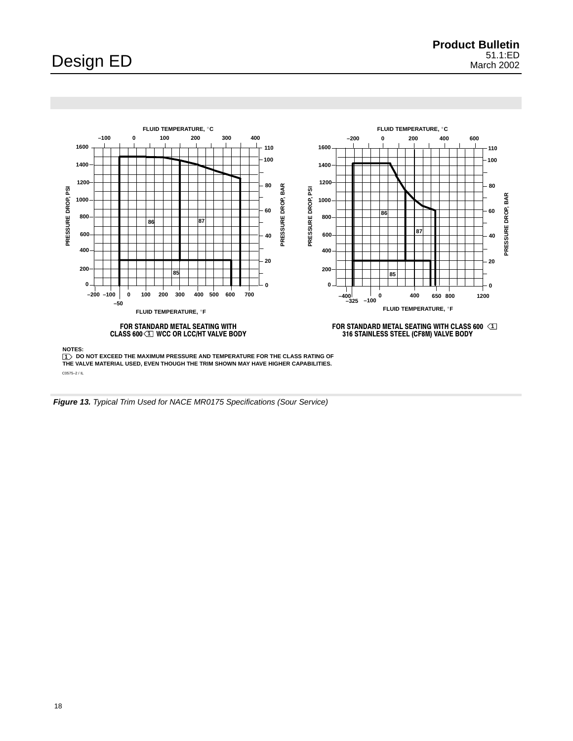FLUID TEMPERATURE, °C

–100 0 100 200 300 400

PRESSURE DROP, PSI: 0 200 400 600 800 1000 1200 1400 1600

PRESSURE DROP, BAR: 0 20 40 60 80 100 110

86 87 85

–200 –100 0 100 200 300 400 500 600 700

–50

FLUID TEMPERATURE, °F

**FOR STANDARD METAL SEATING WITH CLASS 600 [1] WCC OR LCC/HT VALVE BODY**

FLUID TEMPERATURE, °C

–200 0 200 400 600

PRESSURE DROP, PSI: 0 200 400 600 800 1000 1200 1400 1600

PRESSURE DROP, BAR: 0 20 40 60 80 100 110

86 87 85

–400 –325 –100 0 400 650 800 1200

FLUID TEMPERATURE, °F

**FOR STANDARD METAL SEATING WITH CLASS 600 [1] 316 STAINLESS STEEL (CF8M) VALVE BODY**

**NOTES:**

**[1] DO NOT EXCEED THE MAXIMUM PRESSURE AND TEMPERATURE FOR THE CLASS RATING OF THE VALVE MATERIAL USED, EVEN THOUGH THE TRIM SHOWN MAY HAVE HIGHER CAPABILITIES.**

C0575–2 / IL

***Figure 13.*** *Typical Trim Used for NACE MR0175 Specifications (Sour Service)*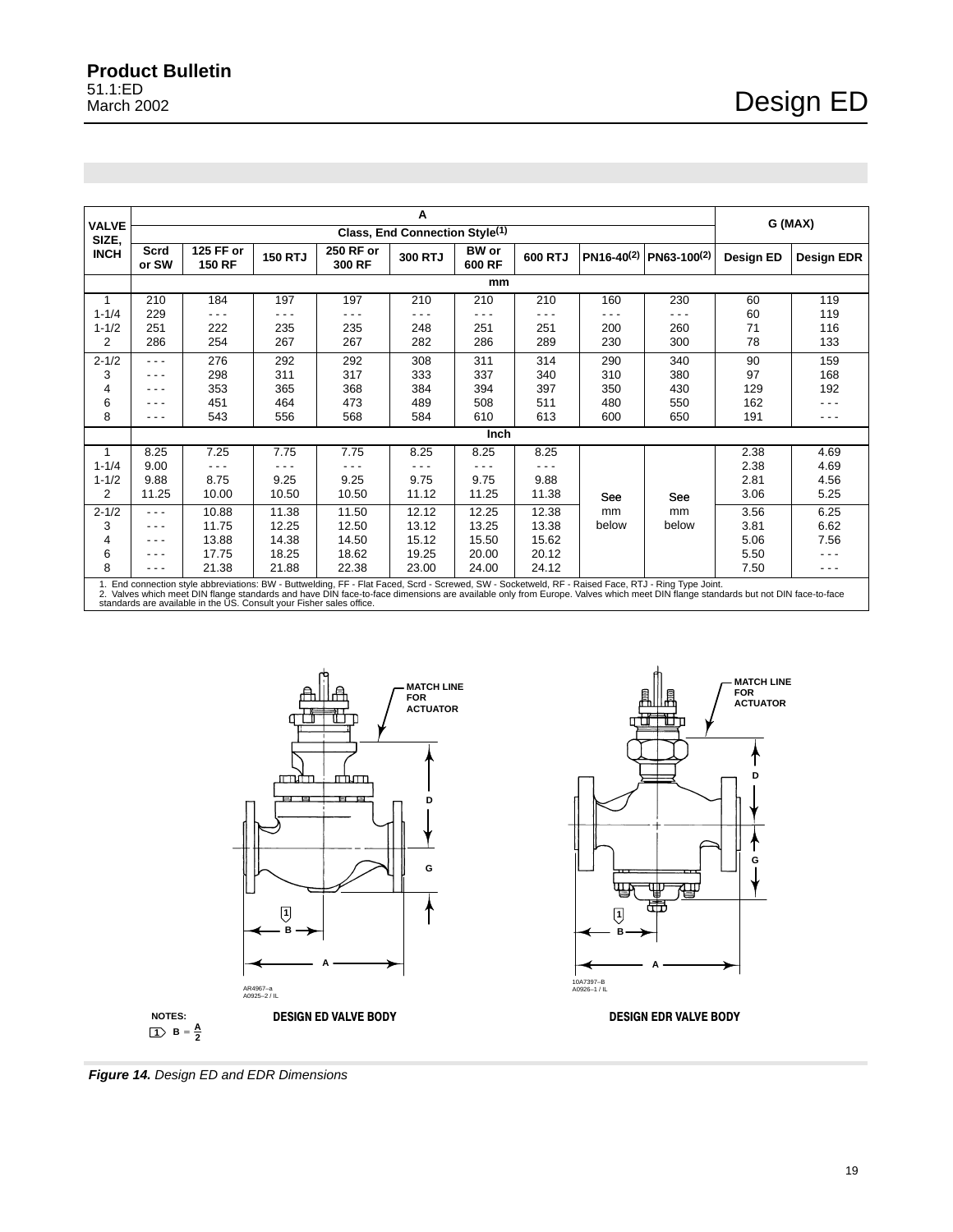| VALVE SIZE, INCH | A | | | | | | | | | G (MAX) | |
|---|---|---|---|---|---|---|---|---|---|---|---|
| | Class, End Connection Style(1) | | | | | | | | | | |
| | Scrd or SW | 125 FF or 150 RF | 150 RTJ | 250 RF or 300 RF | 300 RTJ | BW or 600 RF | 600 RTJ | PN16-40(2) | PN63-100(2) | Design ED | Design EDR |
| | mm | | | | | | | | | | |
| 1 | 210 | 184 | 197 | 197 | 210 | 210 | 210 | 160 | 230 | 60 | 119 |
| 1-1/4 | 229 | - - - | - - - | - - - | - - - | - - - | - - - | - - - | - - - | 60 | 119 |
| 1-1/2 | 251 | 222 | 235 | 235 | 248 | 251 | 251 | 200 | 260 | 71 | 116 |
| 2 | 286 | 254 | 267 | 267 | 282 | 286 | 289 | 230 | 300 | 78 | 133 |
| 2-1/2 | - - - | 276 | 292 | 292 | 308 | 311 | 314 | 290 | 340 | 90 | 159 |
| 3 | - - - | 298 | 311 | 317 | 333 | 337 | 340 | 310 | 380 | 97 | 168 |
| 4 | - - - | 353 | 365 | 368 | 384 | 394 | 397 | 350 | 430 | 129 | 192 |
| 6 | - - - | 451 | 464 | 473 | 489 | 508 | 511 | 480 | 550 | 162 | - - - |
| 8 | - - - | 543 | 556 | 568 | 584 | 610 | 613 | 600 | 650 | 191 | - - - |
| | Inch | | | | | | | | | | |
| 1 | 8.25 | 7.25 | 7.75 | 7.75 | 8.25 | 8.25 | 8.25 | See mm below | See mm below | 2.38 | 4.69 |
| 1-1/4 | 9.00 | - - - | - - - | - - - | - - - | - - - | - - - | | | 2.38 | 4.69 |
| 1-1/2 | 9.88 | 8.75 | 9.25 | 9.25 | 9.75 | 9.75 | 9.88 | | | 2.81 | 4.56 |
| 2 | 11.25 | 10.00 | 10.50 | 10.50 | 11.12 | 11.25 | 11.38 | | | 3.06 | 5.25 |
| 2-1/2 | - - - | 10.88 | 11.38 | 11.50 | 12.12 | 12.25 | 12.38 | | | 3.56 | 6.25 |
| 3 | - - - | 11.75 | 12.25 | 12.50 | 13.12 | 13.25 | 13.38 | | | 3.81 | 6.62 |
| 4 | - - - | 13.88 | 14.38 | 14.50 | 15.12 | 15.50 | 15.62 | | | 5.06 | 7.56 |
| 6 | - - - | 17.75 | 18.25 | 18.62 | 19.25 | 20.00 | 20.12 | | | 5.50 | - - - |
| 8 | - - - | 21.38 | 21.88 | 22.38 | 23.00 | 24.00 | 24.12 | | | 7.50 | - - - |

1. End connection style abbreviations: BW - Buttwelding, FF - Flat Faced, Scrd - Screwed, SW - Socketweld, RF - Raised Face, RTJ - Ring Type Joint.
2. Valves which meet DIN flange standards and have DIN face-to-face dimensions are available only from Europe. Valves which meet DIN flange standards but not DIN face-to-face standards are available in the US. Consult your Fisher sales office.

MATCH LINE FOR ACTUATOR

D

G

1

B

A

AR4967–a
A0925–2 / IL

DESIGN ED VALVE BODY

MATCH LINE FOR ACTUATOR

D

G

1

B

A

10A7397–B
A0926–1 / IL

DESIGN EDR VALVE BODY

NOTES:
1 $B = \frac{A}{2}$

*Figure 14. Design ED and EDR Dimensions*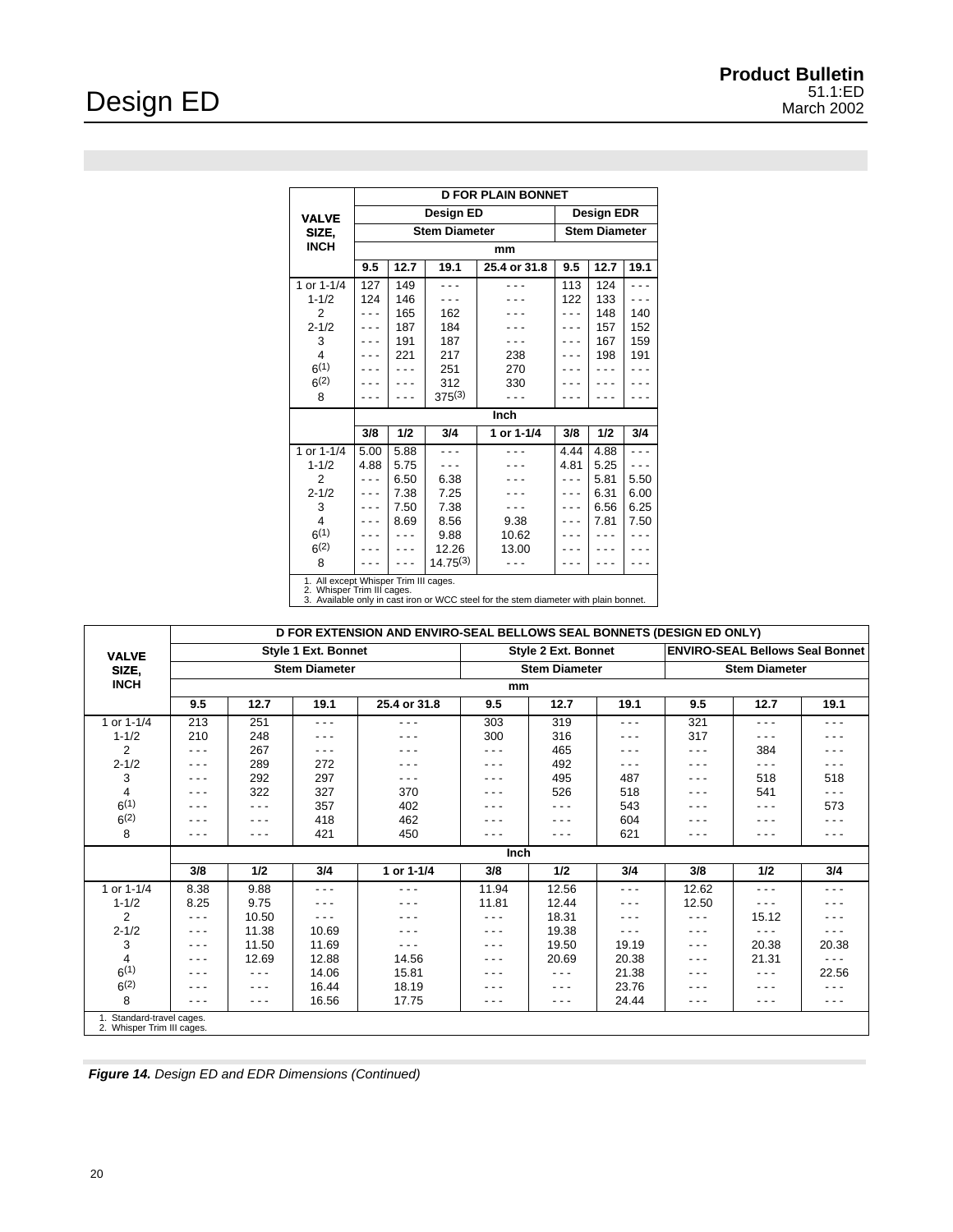| VALVE SIZE, INCH | D FOR PLAIN BONNET | | | | | | |
|---|---|---|---|---|---|---|---|
| | Design ED | | | | Design EDR | | |
| | Stem Diameter | | | | Stem Diameter | | |
| | mm | | | | | | |
| | 9.5 | 12.7 | 19.1 | 25.4 or 31.8 | 9.5 | 12.7 | 19.1 |
| 1 or 1-1/4 | 127 | 149 | - - - | - - - | 113 | 124 | - - - |
| 1-1/2 | 124 | 146 | - - - | - - - | 122 | 133 | - - - |
| 2 | - - - | 165 | 162 | - - - | - - - | 148 | 140 |
| 2-1/2 | - - - | 187 | 184 | - - - | - - - | 157 | 152 |
| 3 | - - - | 191 | 187 | - - - | - - - | 167 | 159 |
| 4 | - - - | 221 | 217 | 238 | - - - | 198 | 191 |
| 6(1) | - - - | - - - | 251 | 270 | - - - | - - - | - - - |
| 6(2) | - - - | - - - | 312 | 330 | - - - | - - - | - - - |
| 8 | - - - | - - - | 375(3) | - - - | - - - | - - - | - - - |
| | Inch | | | | | | |
| | 3/8 | 1/2 | 3/4 | 1 or 1-1/4 | 3/8 | 1/2 | 3/4 |
| 1 or 1-1/4 | 5.00 | 5.88 | - - - | - - - | 4.44 | 4.88 | - - - |
| 1-1/2 | 4.88 | 5.75 | - - - | - - - | 4.81 | 5.25 | - - - |
| 2 | - - - | 6.50 | 6.38 | - - - | - - - | 5.81 | 5.50 |
| 2-1/2 | - - - | 7.38 | 7.25 | - - - | - - - | 6.31 | 6.00 |
| 3 | - - - | 7.50 | 7.38 | - - - | - - - | 6.56 | 6.25 |
| 4 | - - - | 8.69 | 8.56 | 9.38 | - - - | 7.81 | 7.50 |
| 6(1) | - - - | - - - | 9.88 | 10.62 | - - - | - - - | - - - |
| 6(2) | - - - | - - - | 12.26 | 13.00 | - - - | - - - | - - - |
| 8 | - - - | - - - | 14.75(3) | - - - | - - - | - - - | - - - |

1. All except Whisper Trim III cages.
2. Whisper Trim III cages.
3. Available only in cast iron or WCC steel for the stem diameter with plain bonnet.

| VALVE SIZE, INCH | D FOR EXTENSION AND ENVIRO-SEAL BELLOWS SEAL BONNETS (DESIGN ED ONLY) | | | | | | | | | |
|---|---|---|---|---|---|---|---|---|---|---|
| | Style 1 Ext. Bonnet | | | | Style 2 Ext. Bonnet | | | ENVIRO-SEAL Bellows Seal Bonnet | | |
| | Stem Diameter | | | | Stem Diameter | | | Stem Diameter | | |
| | mm | | | | | | | | | |
| | 9.5 | 12.7 | 19.1 | 25.4 or 31.8 | 9.5 | 12.7 | 19.1 | 9.5 | 12.7 | 19.1 |
| 1 or 1-1/4 | 213 | 251 | - - - | - - - | 303 | 319 | - - - | 321 | - - - | - - - |
| 1-1/2 | 210 | 248 | - - - | - - - | 300 | 316 | - - - | 317 | - - - | - - - |
| 2 | - - - | 267 | - - - | - - - | - - - | 465 | - - - | - - - | 384 | - - - |
| 2-1/2 | - - - | 289 | 272 | - - - | - - - | 492 | - - - | - - - | - - - | - - - |
| 3 | - - - | 292 | 297 | - - - | - - - | 495 | 487 | - - - | 518 | 518 |
| 4 | - - - | 322 | 327 | 370 | - - - | 526 | 518 | - - - | 541 | - - - |
| 6(1) | - - - | - - - | 357 | 402 | - - - | - - - | 543 | - - - | - - - | 573 |
| 6(2) | - - - | - - - | 418 | 462 | - - - | - - - | 604 | - - - | - - - | - - - |
| 8 | - - - | - - - | 421 | 450 | - - - | - - - | 621 | - - - | - - - | - - - |
| | Inch | | | | | | | | | |
| | 3/8 | 1/2 | 3/4 | 1 or 1-1/4 | 3/8 | 1/2 | 3/4 | 3/8 | 1/2 | 3/4 |
| 1 or 1-1/4 | 8.38 | 9.88 | - - - | - - - | 11.94 | 12.56 | - - - | 12.62 | - - - | - - - |
| 1-1/2 | 8.25 | 9.75 | - - - | - - - | 11.81 | 12.44 | - - - | 12.50 | - - - | - - - |
| 2 | - - - | 10.50 | - - - | - - - | - - - | 18.31 | - - - | - - - | 15.12 | - - - |
| 2-1/2 | - - - | 11.38 | 10.69 | - - - | - - - | 19.38 | - - - | - - - | - - - | - - - |
| 3 | - - - | 11.50 | 11.69 | - - - | - - - | 19.50 | 19.19 | - - - | 20.38 | 20.38 |
| 4 | - - - | 12.69 | 12.88 | 14.56 | - - - | 20.69 | 20.38 | - - - | 21.31 | - - - |
| 6(1) | - - - | - - - | 14.06 | 15.81 | - - - | - - - | 21.38 | - - - | - - - | 22.56 |
| 6(2) | - - - | - - - | 16.44 | 18.19 | - - - | - - - | 23.76 | - - - | - - - | - - - |
| 8 | - - - | - - - | 16.56 | 17.75 | - - - | - - - | 24.44 | - - - | - - - | - - - |

1. Standard-travel cages.
2. Whisper Trim III cages.

***Figure 14.*** *Design ED and EDR Dimensions (Continued)*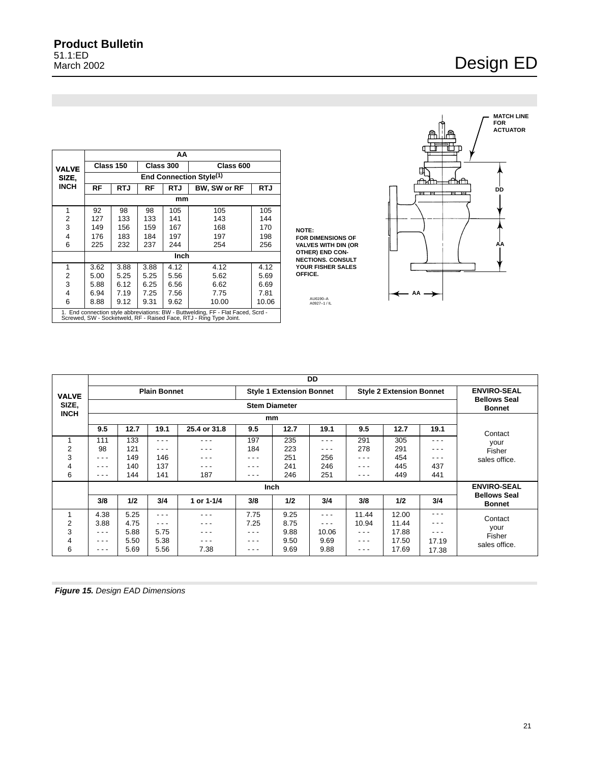| VALVE SIZE, INCH | AA | | | | | |
|---|---|---|---|---|---|---|
| | Class 150 | | Class 300 | | Class 600 | |
| | End Connection Style[1] | | | | | |
| | RF | RTJ | RF | RTJ | BW, SW or RF | RTJ |
| | mm | | | | | |
| 1 | 92 | 98 | 98 | 105 | 105 | 105 |
| 2 | 127 | 133 | 133 | 141 | 143 | 144 |
| 3 | 149 | 156 | 159 | 167 | 168 | 170 |
| 4 | 176 | 183 | 184 | 197 | 197 | 198 |
| 6 | 225 | 232 | 237 | 244 | 254 | 256 |
| | Inch | | | | | |
| 1 | 3.62 | 3.88 | 3.88 | 4.12 | 4.12 | 4.12 |
| 2 | 5.00 | 5.25 | 5.25 | 5.56 | 5.62 | 5.69 |
| 3 | 5.88 | 6.12 | 6.25 | 6.56 | 6.62 | 6.69 |
| 4 | 6.94 | 7.19 | 7.25 | 7.56 | 7.75 | 7.81 |
| 6 | 8.88 | 9.12 | 9.31 | 9.62 | 10.00 | 10.06 |

1. End connection style abbreviations: BW - Buttwelding, FF - Flat Faced, Scrd - Screwed, SW - Socketweld, RF - Raised Face, RTJ - Ring Type Joint.

NOTE:
FOR DIMENSIONS OF VALVES WITH DIN (OR OTHER) END CONNECTIONS. CONSULT YOUR FISHER SALES OFFICE.

MATCH LINE FOR ACTUATOR

DD

AA

AA

AU6190–A
A0927–1 / IL

| VALVE SIZE, INCH | DD | | | | | | | | | | |
|---|---|---|---|---|---|---|---|---|---|---|---|
| | Plain Bonnet | | | | Style 1 Extension Bonnet | | | Style 2 Extension Bonnet | | | ENVIRO-SEAL Bellows Seal Bonnet |
| | Stem Diameter | | | | | | | | | | |
| | mm | | | | | | | | | | |
| | 9.5 | 12.7 | 19.1 | 25.4 or 31.8 | 9.5 | 12.7 | 19.1 | 9.5 | 12.7 | 19.1 | |
| 1 | 111 | 133 | - - - | - - - | 197 | 235 | - - - | 291 | 305 | - - - | Contact your Fisher sales office. |
| 2 | 98 | 121 | - - - | - - - | 184 | 223 | - - - | 278 | 291 | - - - | |
| 3 | - - - | 149 | 146 | - - - | - - - | 251 | 256 | - - - | 454 | - - - | |
| 4 | - - - | 140 | 137 | - - - | - - - | 241 | 246 | - - - | 445 | 437 | |
| 6 | - - - | 144 | 141 | 187 | - - - | 246 | 251 | - - - | 449 | 441 | |
| | Inch | | | | | | | | | | ENVIRO-SEAL Bellows Seal Bonnet |
| | 3/8 | 1/2 | 3/4 | 1 or 1-1/4 | 3/8 | 1/2 | 3/4 | 3/8 | 1/2 | 3/4 | |
| 1 | 4.38 | 5.25 | - - - | - - - | 7.75 | 9.25 | - - - | 11.44 | 12.00 | - - - | Contact your Fisher sales office. |
| 2 | 3.88 | 4.75 | - - - | - - - | 7.25 | 8.75 | - - - | 10.94 | 11.44 | - - - | |
| 3 | - - - | 5.88 | 5.75 | - - - | - - - | 9.88 | 10.06 | - - - | 17.88 | - - - | |
| 4 | - - - | 5.50 | 5.38 | - - - | - - - | 9.50 | 9.69 | - - - | 17.50 | 17.19 | |
| 6 | - - - | 5.69 | 5.56 | 7.38 | - - - | 9.69 | 9.88 | - - - | 17.69 | 17.38 | |

***Figure 15.*** *Design EAD Dimensions*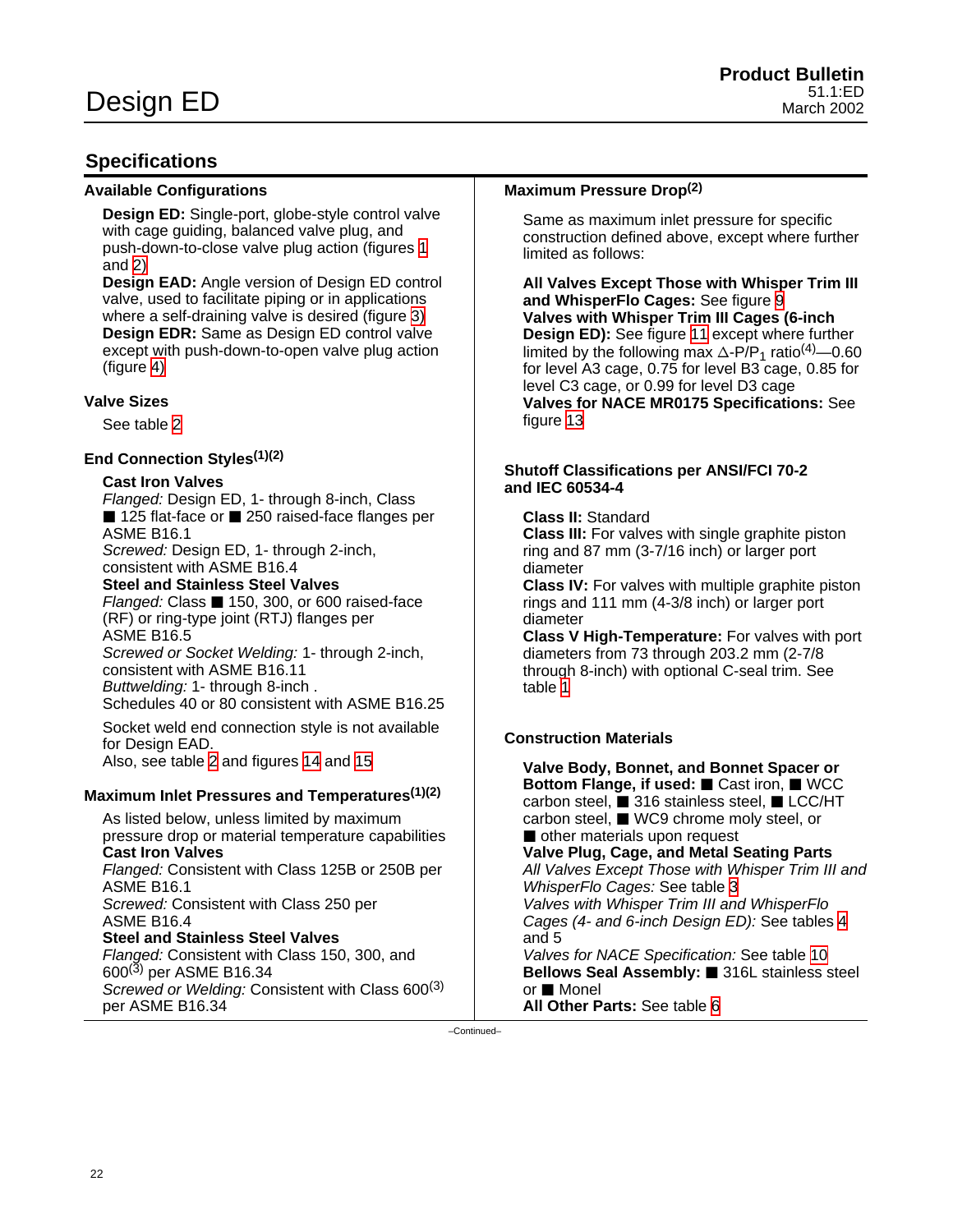## Specifications

### Available Configurations

**Design ED:** Single-port, globe-style control valve with cage guiding, balanced valve plug, and push-down-to-close valve plug action (figures 1 and 2)
**Design EAD:** Angle version of Design ED control valve, used to facilitate piping or in applications where a self-draining valve is desired (figure 3)
**Design EDR:** Same as Design ED control valve except with push-down-to-open valve plug action (figure 4)

### Valve Sizes

See table 2

### End Connection Styles[1][2]

**Cast Iron Valves**
*Flanged:* Design ED, 1- through 8-inch, Class ■ 125 flat-face or ■ 250 raised-face flanges per ASME B16.1
*Screwed:* Design ED, 1- through 2-inch, consistent with ASME B16.4
**Steel and Stainless Steel Valves**
*Flanged:* Class ■ 150, 300, or 600 raised-face (RF) or ring-type joint (RTJ) flanges per ASME B16.5
*Screwed or Socket Welding:* 1- through 2-inch, consistent with ASME B16.11
*Buttwelding:* 1- through 8-inch . Schedules 40 or 80 consistent with ASME B16.25

Socket weld end connection style is not available for Design EAD.
Also, see table 2 and figures 14 and 15

### Maximum Inlet Pressures and Temperatures[1][2]

As listed below, unless limited by maximum pressure drop or material temperature capabilities
**Cast Iron Valves**
*Flanged:* Consistent with Class 125B or 250B per ASME B16.1
*Screwed:* Consistent with Class 250 per ASME B16.4
**Steel and Stainless Steel Valves**
*Flanged:* Consistent with Class 150, 300, and 600[3] per ASME B16.34
*Screwed or Welding:* Consistent with Class 600[3] per ASME B16.34

### Maximum Pressure Drop[2]

Same as maximum inlet pressure for specific construction defined above, except where further limited as follows:

**All Valves Except Those with Whisper Trim III and WhisperFlo Cages:** See figure 9
**Valves with Whisper Trim III Cages (6-inch Design ED):** See figure 11 except where further limited by the following max $\Delta$-P/$P_1$ ratio[4]—0.60 for level A3 cage, 0.75 for level B3 cage, 0.85 for level C3 cage, or 0.99 for level D3 cage
**Valves for NACE MR0175 Specifications:** See figure 13

### Shutoff Classifications per ANSI/FCI 70-2 and IEC 60534-4

**Class II:** Standard
**Class III:** For valves with single graphite piston ring and 87 mm (3-7/16 inch) or larger port diameter
**Class IV:** For valves with multiple graphite piston rings and 111 mm (4-3/8 inch) or larger port diameter
**Class V High-Temperature:** For valves with port diameters from 73 through 203.2 mm (2-7/8 through 8-inch) with optional C-seal trim. See table 1

### Construction Materials

**Valve Body, Bonnet, and Bonnet Spacer or Bottom Flange, if used:** ■ Cast iron, ■ WCC carbon steel, ■ 316 stainless steel, ■ LCC/HT carbon steel, ■ WC9 chrome moly steel, or ■ other materials upon request
**Valve Plug, Cage, and Metal Seating Parts**
*All Valves Except Those with Whisper Trim III and WhisperFlo Cages:* See table 3
*Valves with Whisper Trim III and WhisperFlo Cages (4- and 6-inch Design ED):* See tables 4 and 5
*Valves for NACE Specification:* See table 10
**Bellows Seal Assembly:** ■ 316L stainless steel or ■ Monel
**All Other Parts:** See table 6

–Continued–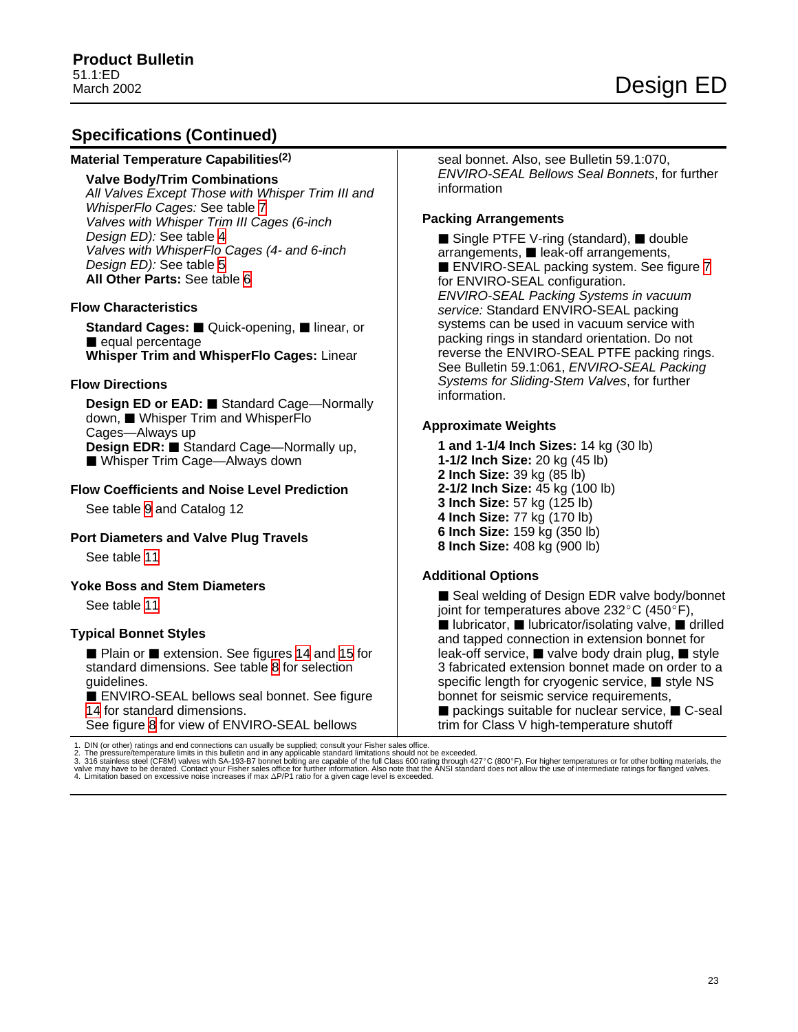## Specifications (Continued)

**Material Temperature Capabilities**[2]

**Valve Body/Trim Combinations**
*All Valves Except Those with Whisper Trim III and WhisperFlo Cages:* See table 7
*Valves with Whisper Trim III Cages (6-inch Design ED):* See table 4
*Valves with WhisperFlo Cages (4- and 6-inch Design ED):* See table 5
**All Other Parts:** See table 6

**Flow Characteristics**

**Standard Cages:** ■ Quick-opening, ■ linear, or ■ equal percentage
**Whisper Trim and WhisperFlo Cages:** Linear

**Flow Directions**

**Design ED or EAD:** ■ Standard Cage—Normally down, ■ Whisper Trim and WhisperFlo Cages—Always up
**Design EDR:** ■ Standard Cage—Normally up, ■ Whisper Trim Cage—Always down

**Flow Coefficients and Noise Level Prediction**

See table 9 and Catalog 12

**Port Diameters and Valve Plug Travels**

See table 11

**Yoke Boss and Stem Diameters**

See table 11

**Typical Bonnet Styles**

■ Plain or ■ extension. See figures 14 and 15 for standard dimensions. See table 8 for selection guidelines.
■ ENVIRO-SEAL bellows seal bonnet. See figure 14 for standard dimensions.
See figure 8 for view of ENVIRO-SEAL bellows seal bonnet. Also, see Bulletin 59.1:070, *ENVIRO-SEAL Bellows Seal Bonnets*, for further information

**Packing Arrangements**

■ Single PTFE V-ring (standard), ■ double arrangements, ■ leak-off arrangements, ■ ENVIRO-SEAL packing system. See figure 7 for ENVIRO-SEAL configuration.
*ENVIRO-SEAL Packing Systems in vacuum service:* Standard ENVIRO-SEAL packing systems can be used in vacuum service with packing rings in standard orientation. Do not reverse the ENVIRO-SEAL PTFE packing rings. See Bulletin 59.1:061, *ENVIRO-SEAL Packing Systems for Sliding-Stem Valves*, for further information.

**Approximate Weights**

**1 and 1-1/4 Inch Sizes:** 14 kg (30 lb)
**1-1/2 Inch Size:** 20 kg (45 lb)
**2 Inch Size:** 39 kg (85 lb)
**2-1/2 Inch Size:** 45 kg (100 lb)
**3 Inch Size:** 57 kg (125 lb)
**4 Inch Size:** 77 kg (170 lb)
**6 Inch Size:** 159 kg (350 lb)
**8 Inch Size:** 408 kg (900 lb)

**Additional Options**

■ Seal welding of Design EDR valve body/bonnet joint for temperatures above 232°C (450°F), ■ lubricator, ■ lubricator/isolating valve, ■ drilled and tapped connection in extension bonnet for leak-off service, ■ valve body drain plug, ■ style 3 fabricated extension bonnet made on order to a specific length for cryogenic service, ■ style NS bonnet for seismic service requirements, ■ packings suitable for nuclear service, ■ C-seal trim for Class V high-temperature shutoff

1. DIN (or other) ratings and end connections can usually be supplied; consult your Fisher sales office.
2. The pressure/temperature limits in this bulletin and in any applicable standard limitations should not be exceeded.
3. 316 stainless steel (CF8M) valves with SA-193-B7 bonnet bolting are capable of the full Class 600 rating through 427°C (800°F). For higher temperatures or for other bolting materials, the valve may have to be derated. Contact your Fisher sales office for further information. Also note that the ANSI standard does not allow the use of intermediate ratings for flanged valves.
4. Limitation based on excessive noise increases if max $\Delta P/P1$ ratio for a given cage level is exceeded.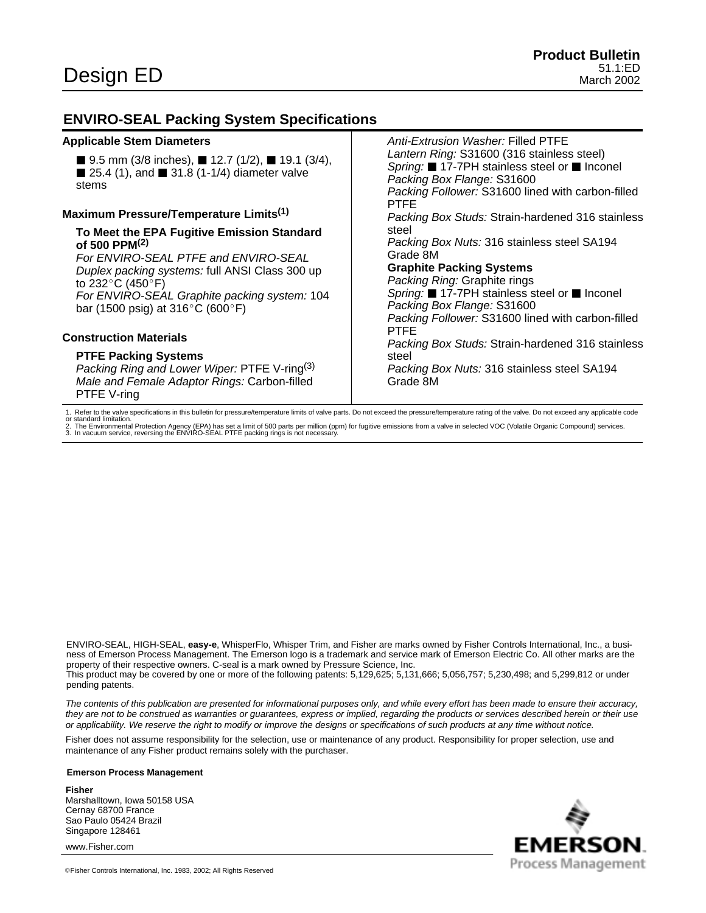## ENVIRO-SEAL Packing System Specifications

**Applicable Stem Diameters**

■ 9.5 mm (3/8 inches), ■ 12.7 (1/2), ■ 19.1 (3/4), ■ 25.4 (1), and ■ 31.8 (1-1/4) diameter valve stems

**Maximum Pressure/Temperature Limits[1]**

**To Meet the EPA Fugitive Emission Standard of 500 PPM[2]**

*For ENVIRO-SEAL PTFE and ENVIRO-SEAL Duplex packing systems:* full ANSI Class 300 up to 232°C (450°F)

*For ENVIRO-SEAL Graphite packing system:* 104 bar (1500 psig) at 316°C (600°F)

**Construction Materials**

**PTFE Packing Systems**

*Packing Ring and Lower Wiper:* PTFE V-ring[3]

*Male and Female Adaptor Rings:* Carbon-filled PTFE V-ring

*Anti-Extrusion Washer:* Filled PTFE

*Lantern Ring:* S31600 (316 stainless steel)

*Spring:* ■ 17-7PH stainless steel or ■ Inconel

*Packing Box Flange:* S31600

*Packing Follower:* S31600 lined with carbon-filled PTFE

*Packing Box Studs:* Strain-hardened 316 stainless steel

*Packing Box Nuts:* 316 stainless steel SA194 Grade 8M

**Graphite Packing Systems**

*Packing Ring:* Graphite rings

*Spring:* ■ 17-7PH stainless steel or ■ Inconel

*Packing Box Flange:* S31600

*Packing Follower:* S31600 lined with carbon-filled PTFE

*Packing Box Studs:* Strain-hardened 316 stainless steel

*Packing Box Nuts:* 316 stainless steel SA194 Grade 8M

1. Refer to the valve specifications in this bulletin for pressure/temperature limits of valve parts. Do not exceed the pressure/temperature rating of the valve. Do not exceed any applicable code or standard limitation.
2. The Environmental Protection Agency (EPA) has set a limit of 500 parts per million (ppm) for fugitive emissions from a valve in selected VOC (Volatile Organic Compound) services.
3. In vacuum service, reversing the ENVIRO-SEAL PTFE packing rings is not necessary.

ENVIRO-SEAL, HIGH-SEAL, **easy-e**, WhisperFlo, Whisper Trim, and Fisher are marks owned by Fisher Controls International, Inc., a business of Emerson Process Management. The Emerson logo is a trademark and service mark of Emerson Electric Co. All other marks are the property of their respective owners. C-seal is a mark owned by Pressure Science, Inc.
This product may be covered by one or more of the following patents: 5,129,625; 5,131,666; 5,056,757; 5,230,498; and 5,299,812 or under pending patents.

*The contents of this publication are presented for informational purposes only, and while every effort has been made to ensure their accuracy, they are not to be construed as warranties or guarantees, express or implied, regarding the products or services described herein or their use or applicability. We reserve the right to modify or improve the designs or specifications of such products at any time without notice.*

Fisher does not assume responsibility for the selection, use or maintenance of any product. Responsibility for proper selection, use and maintenance of any Fisher product remains solely with the purchaser.

**Emerson Process Management**

**Fisher**
Marshalltown, Iowa 50158 USA
Cernay 68700 France
Sao Paulo 05424 Brazil
Singapore 128461

www.Fisher.com

©Fisher Controls International, Inc. 1983, 2002; All Rights Reserved